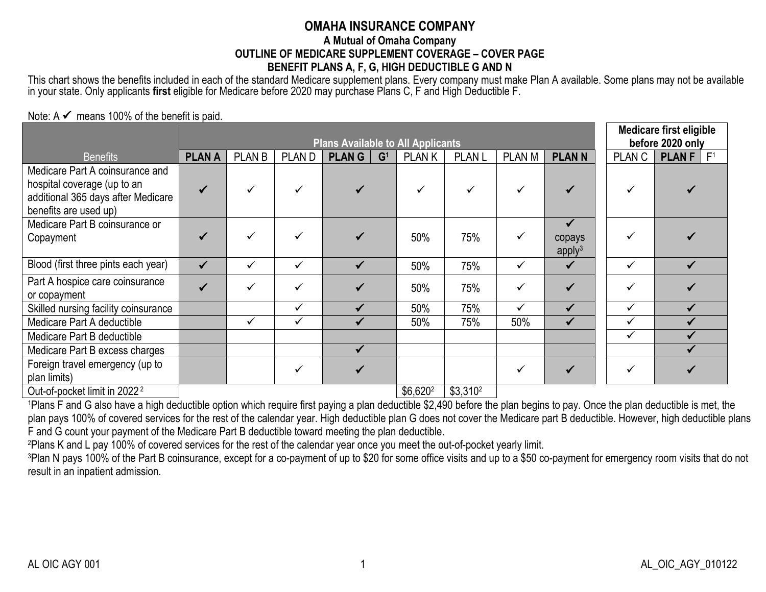# OMAHA INSURANCE COMPANY

### A Mutual of Omaha Company

### OUTLINE OF MEDICARE SUPPLEMENT COVERAGE – COVER PAGE

### BENEFIT PLANS A, F, G, HIGH DEDUCTIBLE G AND N

This chart shows the benefits included in each of the standard Medicare supplement plans. Every company must make Plan A available. Some plans may not be available in your state. Only applicants **first** eligible for Medicare before 2020 may purchase Plans C, F and High Deductible F.

Note: A ✓ means 100% of the benefit is paid.

| | Plans Available to All Applicants | | | | | | | | | Medicare first eligible before 2020 only | | |
|---|---|---|---|---|---|---|---|---|---|---|---|---|
| Benefits | **PLAN A** | PLAN B | PLAN D | **PLAN G** | **G[1]** | PLAN K | PLAN L | PLAN M | **PLAN N** | PLAN C | **PLAN F** | F[1] |
| Medicare Part A coinsurance and hospital coverage (up to an additional 365 days after Medicare benefits are used up) | ✓ | ✓ | ✓ | ✓ | | ✓ | ✓ | ✓ | ✓ | ✓ | ✓ | |
| Medicare Part B coinsurance or Copayment | ✓ | ✓ | ✓ | ✓ | | 50% | 75% | ✓ | ✓ copays apply[3] | ✓ | ✓ | |
| Blood (first three pints each year) | ✓ | ✓ | ✓ | ✓ | | 50% | 75% | ✓ | ✓ | ✓ | ✓ | |
| Part A hospice care coinsurance or copayment | ✓ | ✓ | ✓ | ✓ | | 50% | 75% | ✓ | ✓ | ✓ | ✓ | |
| Skilled nursing facility coinsurance | | | ✓ | ✓ | | 50% | 75% | ✓ | ✓ | ✓ | ✓ | |
| Medicare Part A deductible | | ✓ | ✓ | ✓ | | 50% | 75% | 50% | ✓ | ✓ | ✓ | |
| Medicare Part B deductible | | | | | | | | | | ✓ | ✓ | |
| Medicare Part B excess charges | | | | ✓ | | | | | | | ✓ | |
| Foreign travel emergency (up to plan limits) | | | ✓ | ✓ | | | | ✓ | ✓ | ✓ | ✓ | |
| Out-of-pocket limit in 2022[2] | | | | | | $6,620[2] | $3,310[2] | | | | | |

[1]Plans F and G also have a high deductible option which require first paying a plan deductible $2,490 before the plan begins to pay. Once the plan deductible is met, the plan pays 100% of covered services for the rest of the calendar year. High deductible plan G does not cover the Medicare part B deductible. However, high deductible plans F and G count your payment of the Medicare Part B deductible toward meeting the plan deductible.

[2]Plans K and L pay 100% of covered services for the rest of the calendar year once you meet the out-of-pocket yearly limit.

[3]Plan N pays 100% of the Part B coinsurance, except for a co-payment of up to $20 for some office visits and up to a $50 co-payment for emergency room visits that do not result in an inpatient admission.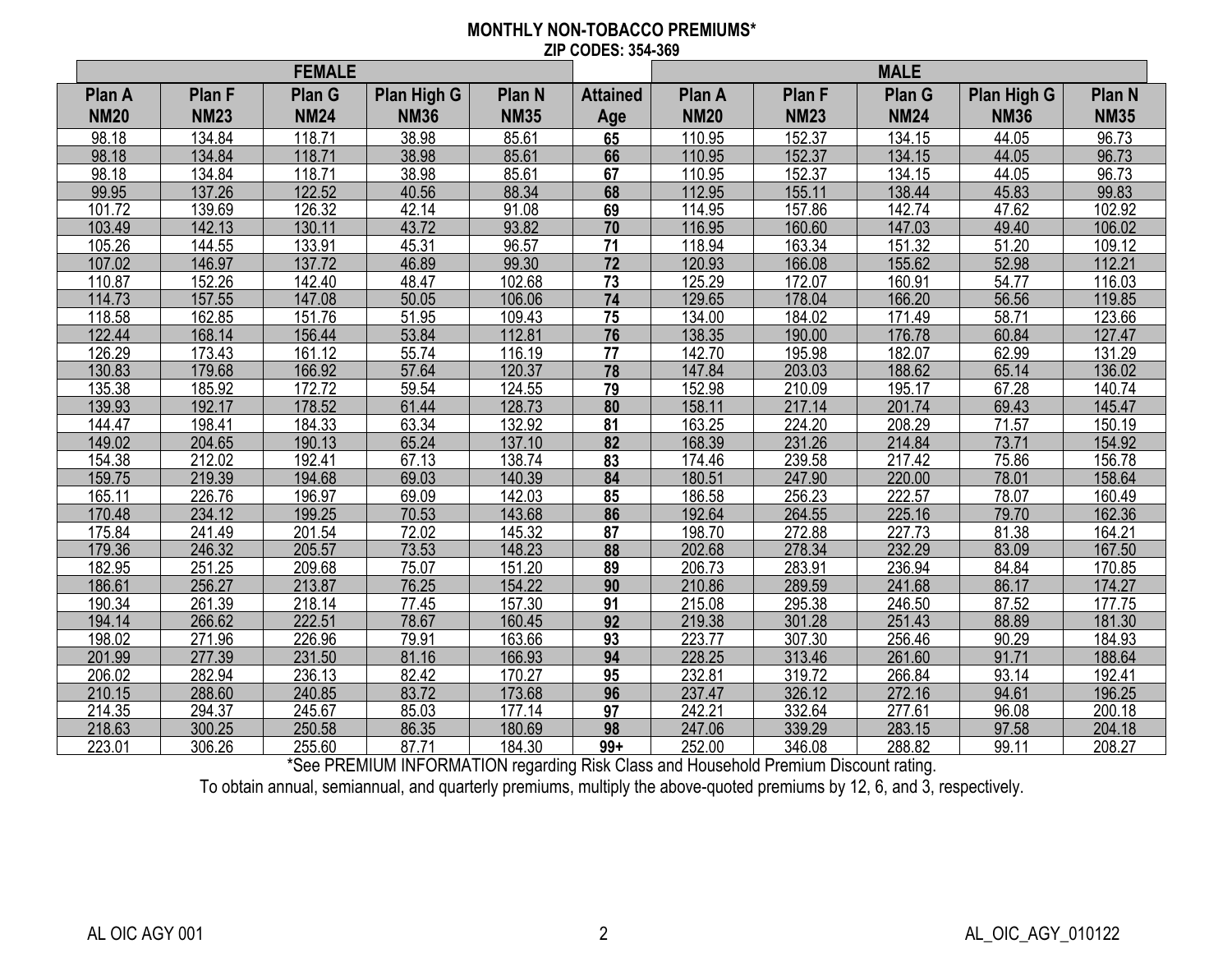**MONTHLY NON-TOBACCO PREMIUMS***

**ZIP CODES: 354-369**

| FEMALE | | | | | | MALE | | | | |
|---|---|---|---|---|---|---|---|---|---|---|
| **Plan A NM20** | **Plan F NM23** | **Plan G NM24** | **Plan High G NM36** | **Plan N NM35** | **Attained Age** | **Plan A NM20** | **Plan F NM23** | **Plan G NM24** | **Plan High G NM36** | **Plan N NM35** |
| 98.18 | 134.84 | 118.71 | 38.98 | 85.61 | **65** | 110.95 | 152.37 | 134.15 | 44.05 | 96.73 |
| 98.18 | 134.84 | 118.71 | 38.98 | 85.61 | **66** | 110.95 | 152.37 | 134.15 | 44.05 | 96.73 |
| 98.18 | 134.84 | 118.71 | 38.98 | 85.61 | **67** | 110.95 | 152.37 | 134.15 | 44.05 | 96.73 |
| 99.95 | 137.26 | 122.52 | 40.56 | 88.34 | **68** | 112.95 | 155.11 | 138.44 | 45.83 | 99.83 |
| 101.72 | 139.69 | 126.32 | 42.14 | 91.08 | **69** | 114.95 | 157.86 | 142.74 | 47.62 | 102.92 |
| 103.49 | 142.13 | 130.11 | 43.72 | 93.82 | **70** | 116.95 | 160.60 | 147.03 | 49.40 | 106.02 |
| 105.26 | 144.55 | 133.91 | 45.31 | 96.57 | **71** | 118.94 | 163.34 | 151.32 | 51.20 | 109.12 |
| 107.02 | 146.97 | 137.72 | 46.89 | 99.30 | **72** | 120.93 | 166.08 | 155.62 | 52.98 | 112.21 |
| 110.87 | 152.26 | 142.40 | 48.47 | 102.68 | **73** | 125.29 | 172.07 | 160.91 | 54.77 | 116.03 |
| 114.73 | 157.55 | 147.08 | 50.05 | 106.06 | **74** | 129.65 | 178.04 | 166.20 | 56.56 | 119.85 |
| 118.58 | 162.85 | 151.76 | 51.95 | 109.43 | **75** | 134.00 | 184.02 | 171.49 | 58.71 | 123.66 |
| 122.44 | 168.14 | 156.44 | 53.84 | 112.81 | **76** | 138.35 | 190.00 | 176.78 | 60.84 | 127.47 |
| 126.29 | 173.43 | 161.12 | 55.74 | 116.19 | **77** | 142.70 | 195.98 | 182.07 | 62.99 | 131.29 |
| 130.83 | 179.68 | 166.92 | 57.64 | 120.37 | **78** | 147.84 | 203.03 | 188.62 | 65.14 | 136.02 |
| 135.38 | 185.92 | 172.72 | 59.54 | 124.55 | **79** | 152.98 | 210.09 | 195.17 | 67.28 | 140.74 |
| 139.93 | 192.17 | 178.52 | 61.44 | 128.73 | **80** | 158.11 | 217.14 | 201.74 | 69.43 | 145.47 |
| 144.47 | 198.41 | 184.33 | 63.34 | 132.92 | **81** | 163.25 | 224.20 | 208.29 | 71.57 | 150.19 |
| 149.02 | 204.65 | 190.13 | 65.24 | 137.10 | **82** | 168.39 | 231.26 | 214.84 | 73.71 | 154.92 |
| 154.38 | 212.02 | 192.41 | 67.13 | 138.74 | **83** | 174.46 | 239.58 | 217.42 | 75.86 | 156.78 |
| 159.75 | 219.39 | 194.68 | 69.03 | 140.39 | **84** | 180.51 | 247.90 | 220.00 | 78.01 | 158.64 |
| 165.11 | 226.76 | 196.97 | 69.09 | 142.03 | **85** | 186.58 | 256.23 | 222.57 | 78.07 | 160.49 |
| 170.48 | 234.12 | 199.25 | 70.53 | 143.68 | **86** | 192.64 | 264.55 | 225.16 | 79.70 | 162.36 |
| 175.84 | 241.49 | 201.54 | 72.02 | 145.32 | **87** | 198.70 | 272.88 | 227.73 | 81.38 | 164.21 |
| 179.36 | 246.32 | 205.57 | 73.53 | 148.23 | **88** | 202.68 | 278.34 | 232.29 | 83.09 | 167.50 |
| 182.95 | 251.25 | 209.68 | 75.07 | 151.20 | **89** | 206.73 | 283.91 | 236.94 | 84.84 | 170.85 |
| 186.61 | 256.27 | 213.87 | 76.25 | 154.22 | **90** | 210.86 | 289.59 | 241.68 | 86.17 | 174.27 |
| 190.34 | 261.39 | 218.14 | 77.45 | 157.30 | **91** | 215.08 | 295.38 | 246.50 | 87.52 | 177.75 |
| 194.14 | 266.62 | 222.51 | 78.67 | 160.45 | **92** | 219.38 | 301.28 | 251.43 | 88.89 | 181.30 |
| 198.02 | 271.96 | 226.96 | 79.91 | 163.66 | **93** | 223.77 | 307.30 | 256.46 | 90.29 | 184.93 |
| 201.99 | 277.39 | 231.50 | 81.16 | 166.93 | **94** | 228.25 | 313.46 | 261.60 | 91.71 | 188.64 |
| 206.02 | 282.94 | 236.13 | 82.42 | 170.27 | **95** | 232.81 | 319.72 | 266.84 | 93.14 | 192.41 |
| 210.15 | 288.60 | 240.85 | 83.72 | 173.68 | **96** | 237.47 | 326.12 | 272.16 | 94.61 | 196.25 |
| 214.35 | 294.37 | 245.67 | 85.03 | 177.14 | **97** | 242.21 | 332.64 | 277.61 | 96.08 | 200.18 |
| 218.63 | 300.25 | 250.58 | 86.35 | 180.69 | **98** | 247.06 | 339.29 | 283.15 | 97.58 | 204.18 |
| 223.01 | 306.26 | 255.60 | 87.71 | 184.30 | **99+** | 252.00 | 346.08 | 288.82 | 99.11 | 208.27 |

*See PREMIUM INFORMATION regarding Risk Class and Household Premium Discount rating.

To obtain annual, semiannual, and quarterly premiums, multiply the above-quoted premiums by 12, 6, and 3, respectively.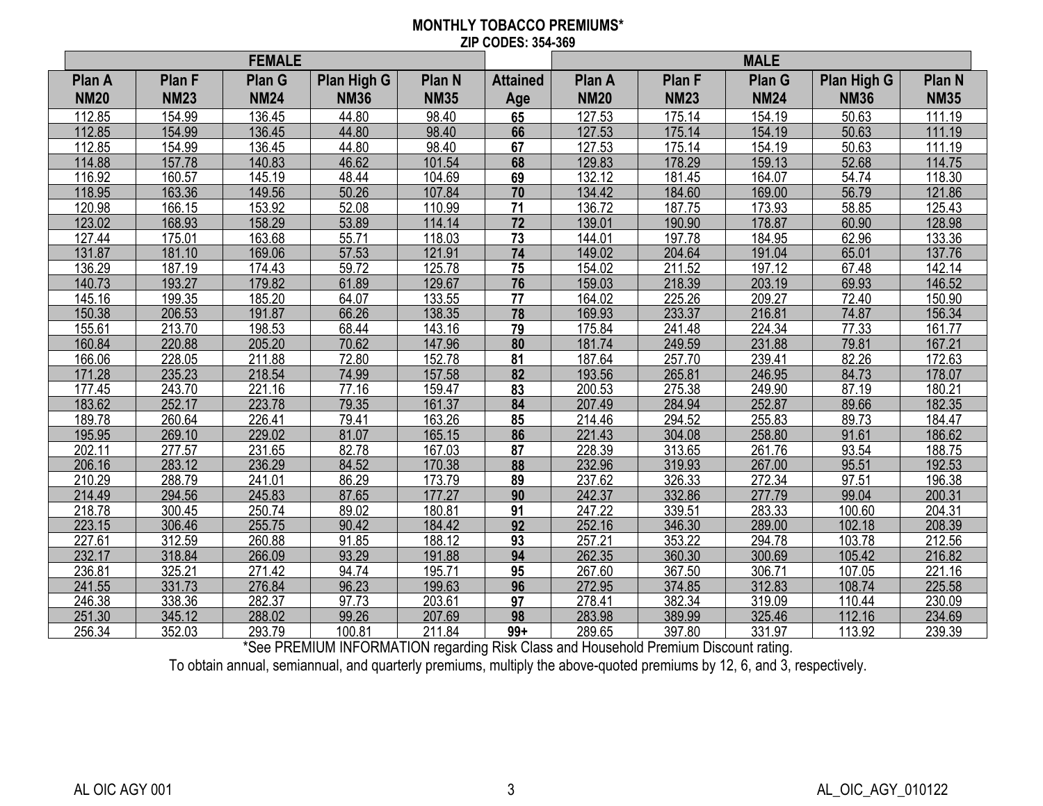**MONTHLY TOBACCO PREMIUMS***

**ZIP CODES: 354-369**

| FEMALE | | | | | | MALE | | | | |
|---|---|---|---|---|---|---|---|---|---|---|
| **Plan A NM20** | **Plan F NM23** | **Plan G NM24** | **Plan High G NM36** | **Plan N NM35** | **Attained Age** | **Plan A NM20** | **Plan F NM23** | **Plan G NM24** | **Plan High G NM36** | **Plan N NM35** |
| 112.85 | 154.99 | 136.45 | 44.80 | 98.40 | **65** | 127.53 | 175.14 | 154.19 | 50.63 | 111.19 |
| 112.85 | 154.99 | 136.45 | 44.80 | 98.40 | **66** | 127.53 | 175.14 | 154.19 | 50.63 | 111.19 |
| 112.85 | 154.99 | 136.45 | 44.80 | 98.40 | **67** | 127.53 | 175.14 | 154.19 | 50.63 | 111.19 |
| 114.88 | 157.78 | 140.83 | 46.62 | 101.54 | **68** | 129.83 | 178.29 | 159.13 | 52.68 | 114.75 |
| 116.92 | 160.57 | 145.19 | 48.44 | 104.69 | **69** | 132.12 | 181.45 | 164.07 | 54.74 | 118.30 |
| 118.95 | 163.36 | 149.56 | 50.26 | 107.84 | **70** | 134.42 | 184.60 | 169.00 | 56.79 | 121.86 |
| 120.98 | 166.15 | 153.92 | 52.08 | 110.99 | **71** | 136.72 | 187.75 | 173.93 | 58.85 | 125.43 |
| 123.02 | 168.93 | 158.29 | 53.89 | 114.14 | **72** | 139.01 | 190.90 | 178.87 | 60.90 | 128.98 |
| 127.44 | 175.01 | 163.68 | 55.71 | 118.03 | **73** | 144.01 | 197.78 | 184.95 | 62.96 | 133.36 |
| 131.87 | 181.10 | 169.06 | 57.53 | 121.91 | **74** | 149.02 | 204.64 | 191.04 | 65.01 | 137.76 |
| 136.29 | 187.19 | 174.43 | 59.72 | 125.78 | **75** | 154.02 | 211.52 | 197.12 | 67.48 | 142.14 |
| 140.73 | 193.27 | 179.82 | 61.89 | 129.67 | **76** | 159.03 | 218.39 | 203.19 | 69.93 | 146.52 |
| 145.16 | 199.35 | 185.20 | 64.07 | 133.55 | **77** | 164.02 | 225.26 | 209.27 | 72.40 | 150.90 |
| 150.38 | 206.53 | 191.87 | 66.26 | 138.35 | **78** | 169.93 | 233.37 | 216.81 | 74.87 | 156.34 |
| 155.61 | 213.70 | 198.53 | 68.44 | 143.16 | **79** | 175.84 | 241.48 | 224.34 | 77.33 | 161.77 |
| 160.84 | 220.88 | 205.20 | 70.62 | 147.96 | **80** | 181.74 | 249.59 | 231.88 | 79.81 | 167.21 |
| 166.06 | 228.05 | 211.88 | 72.80 | 152.78 | **81** | 187.64 | 257.70 | 239.41 | 82.26 | 172.63 |
| 171.28 | 235.23 | 218.54 | 74.99 | 157.58 | **82** | 193.56 | 265.81 | 246.95 | 84.73 | 178.07 |
| 177.45 | 243.70 | 221.16 | 77.16 | 159.47 | **83** | 200.53 | 275.38 | 249.90 | 87.19 | 180.21 |
| 183.62 | 252.17 | 223.78 | 79.35 | 161.37 | **84** | 207.49 | 284.94 | 252.87 | 89.66 | 182.35 |
| 189.78 | 260.64 | 226.41 | 79.41 | 163.26 | **85** | 214.46 | 294.52 | 255.83 | 89.73 | 184.47 |
| 195.95 | 269.10 | 229.02 | 81.07 | 165.15 | **86** | 221.43 | 304.08 | 258.80 | 91.61 | 186.62 |
| 202.11 | 277.57 | 231.65 | 82.78 | 167.03 | **87** | 228.39 | 313.65 | 261.76 | 93.54 | 188.75 |
| 206.16 | 283.12 | 236.29 | 84.52 | 170.38 | **88** | 232.96 | 319.93 | 267.00 | 95.51 | 192.53 |
| 210.29 | 288.79 | 241.01 | 86.29 | 173.79 | **89** | 237.62 | 326.33 | 272.34 | 97.51 | 196.38 |
| 214.49 | 294.56 | 245.83 | 87.65 | 177.27 | **90** | 242.37 | 332.86 | 277.79 | 99.04 | 200.31 |
| 218.78 | 300.45 | 250.74 | 89.02 | 180.81 | **91** | 247.22 | 339.51 | 283.33 | 100.60 | 204.31 |
| 223.15 | 306.46 | 255.75 | 90.42 | 184.42 | **92** | 252.16 | 346.30 | 289.00 | 102.18 | 208.39 |
| 227.61 | 312.59 | 260.88 | 91.85 | 188.12 | **93** | 257.21 | 353.22 | 294.78 | 103.78 | 212.56 |
| 232.17 | 318.84 | 266.09 | 93.29 | 191.88 | **94** | 262.35 | 360.30 | 300.69 | 105.42 | 216.82 |
| 236.81 | 325.21 | 271.42 | 94.74 | 195.71 | **95** | 267.60 | 367.50 | 306.71 | 107.05 | 221.16 |
| 241.55 | 331.73 | 276.84 | 96.23 | 199.63 | **96** | 272.95 | 374.85 | 312.83 | 108.74 | 225.58 |
| 246.38 | 338.36 | 282.37 | 97.73 | 203.61 | **97** | 278.41 | 382.34 | 319.09 | 110.44 | 230.09 |
| 251.30 | 345.12 | 288.02 | 99.26 | 207.69 | **98** | 283.98 | 389.99 | 325.46 | 112.16 | 234.69 |
| 256.34 | 352.03 | 293.79 | 100.81 | 211.84 | **99+** | 289.65 | 397.80 | 331.97 | 113.92 | 239.39 |

*See PREMIUM INFORMATION regarding Risk Class and Household Premium Discount rating.

To obtain annual, semiannual, and quarterly premiums, multiply the above-quoted premiums by 12, 6, and 3, respectively.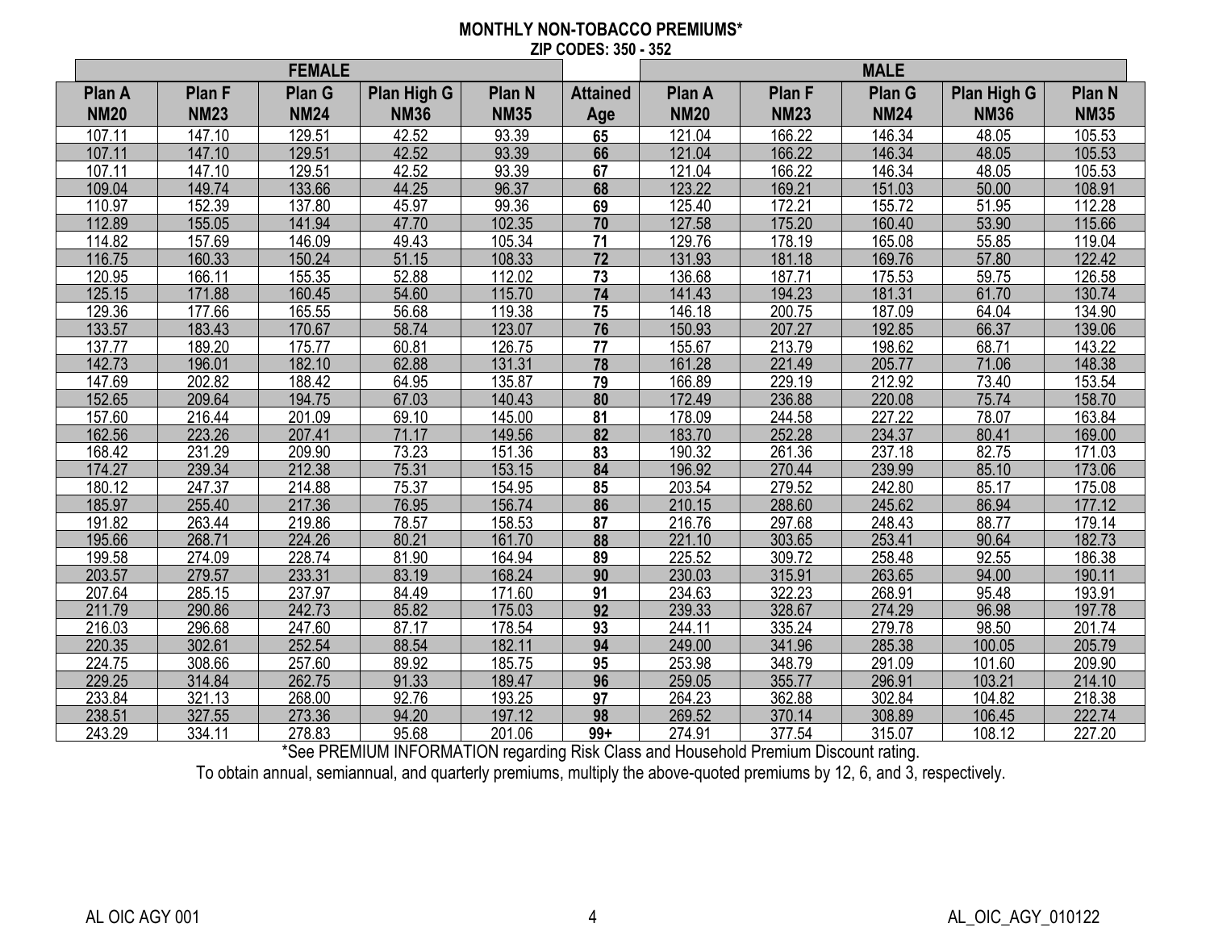**MONTHLY NON-TOBACCO PREMIUMS***
**ZIP CODES: 350 - 352**

| FEMALE | | | | | | MALE | | | | |
|---|---|---|---|---|---|---|---|---|---|---|
| **Plan A NM20** | **Plan F NM23** | **Plan G NM24** | **Plan High G NM36** | **Plan N NM35** | **Attained Age** | **Plan A NM20** | **Plan F NM23** | **Plan G NM24** | **Plan High G NM36** | **Plan N NM35** |
| 107.11 | 147.10 | 129.51 | 42.52 | 93.39 | **65** | 121.04 | 166.22 | 146.34 | 48.05 | 105.53 |
| 107.11 | 147.10 | 129.51 | 42.52 | 93.39 | **66** | 121.04 | 166.22 | 146.34 | 48.05 | 105.53 |
| 107.11 | 147.10 | 129.51 | 42.52 | 93.39 | **67** | 121.04 | 166.22 | 146.34 | 48.05 | 105.53 |
| 109.04 | 149.74 | 133.66 | 44.25 | 96.37 | **68** | 123.22 | 169.21 | 151.03 | 50.00 | 108.91 |
| 110.97 | 152.39 | 137.80 | 45.97 | 99.36 | **69** | 125.40 | 172.21 | 155.72 | 51.95 | 112.28 |
| 112.89 | 155.05 | 141.94 | 47.70 | 102.35 | **70** | 127.58 | 175.20 | 160.40 | 53.90 | 115.66 |
| 114.82 | 157.69 | 146.09 | 49.43 | 105.34 | **71** | 129.76 | 178.19 | 165.08 | 55.85 | 119.04 |
| 116.75 | 160.33 | 150.24 | 51.15 | 108.33 | **72** | 131.93 | 181.18 | 169.76 | 57.80 | 122.42 |
| 120.95 | 166.11 | 155.35 | 52.88 | 112.02 | **73** | 136.68 | 187.71 | 175.53 | 59.75 | 126.58 |
| 125.15 | 171.88 | 160.45 | 54.60 | 115.70 | **74** | 141.43 | 194.23 | 181.31 | 61.70 | 130.74 |
| 129.36 | 177.66 | 165.55 | 56.68 | 119.38 | **75** | 146.18 | 200.75 | 187.09 | 64.04 | 134.90 |
| 133.57 | 183.43 | 170.67 | 58.74 | 123.07 | **76** | 150.93 | 207.27 | 192.85 | 66.37 | 139.06 |
| 137.77 | 189.20 | 175.77 | 60.81 | 126.75 | **77** | 155.67 | 213.79 | 198.62 | 68.71 | 143.22 |
| 142.73 | 196.01 | 182.10 | 62.88 | 131.31 | **78** | 161.28 | 221.49 | 205.77 | 71.06 | 148.38 |
| 147.69 | 202.82 | 188.42 | 64.95 | 135.87 | **79** | 166.89 | 229.19 | 212.92 | 73.40 | 153.54 |
| 152.65 | 209.64 | 194.75 | 67.03 | 140.43 | **80** | 172.49 | 236.88 | 220.08 | 75.74 | 158.70 |
| 157.60 | 216.44 | 201.09 | 69.10 | 145.00 | **81** | 178.09 | 244.58 | 227.22 | 78.07 | 163.84 |
| 162.56 | 223.26 | 207.41 | 71.17 | 149.56 | **82** | 183.70 | 252.28 | 234.37 | 80.41 | 169.00 |
| 168.42 | 231.29 | 209.90 | 73.23 | 151.36 | **83** | 190.32 | 261.36 | 237.18 | 82.75 | 171.03 |
| 174.27 | 239.34 | 212.38 | 75.31 | 153.15 | **84** | 196.92 | 270.44 | 239.99 | 85.10 | 173.06 |
| 180.12 | 247.37 | 214.88 | 75.37 | 154.95 | **85** | 203.54 | 279.52 | 242.80 | 85.17 | 175.08 |
| 185.97 | 255.40 | 217.36 | 76.95 | 156.74 | **86** | 210.15 | 288.60 | 245.62 | 86.94 | 177.12 |
| 191.82 | 263.44 | 219.86 | 78.57 | 158.53 | **87** | 216.76 | 297.68 | 248.43 | 88.77 | 179.14 |
| 195.66 | 268.71 | 224.26 | 80.21 | 161.70 | **88** | 221.10 | 303.65 | 253.41 | 90.64 | 182.73 |
| 199.58 | 274.09 | 228.74 | 81.90 | 164.94 | **89** | 225.52 | 309.72 | 258.48 | 92.55 | 186.38 |
| 203.57 | 279.57 | 233.31 | 83.19 | 168.24 | **90** | 230.03 | 315.91 | 263.65 | 94.00 | 190.11 |
| 207.64 | 285.15 | 237.97 | 84.49 | 171.60 | **91** | 234.63 | 322.23 | 268.91 | 95.48 | 193.91 |
| 211.79 | 290.86 | 242.73 | 85.82 | 175.03 | **92** | 239.33 | 328.67 | 274.29 | 96.98 | 197.78 |
| 216.03 | 296.68 | 247.60 | 87.17 | 178.54 | **93** | 244.11 | 335.24 | 279.78 | 98.50 | 201.74 |
| 220.35 | 302.61 | 252.54 | 88.54 | 182.11 | **94** | 249.00 | 341.96 | 285.38 | 100.05 | 205.79 |
| 224.75 | 308.66 | 257.60 | 89.92 | 185.75 | **95** | 253.98 | 348.79 | 291.09 | 101.60 | 209.90 |
| 229.25 | 314.84 | 262.75 | 91.33 | 189.47 | **96** | 259.05 | 355.77 | 296.91 | 103.21 | 214.10 |
| 233.84 | 321.13 | 268.00 | 92.76 | 193.25 | **97** | 264.23 | 362.88 | 302.84 | 104.82 | 218.38 |
| 238.51 | 327.55 | 273.36 | 94.20 | 197.12 | **98** | 269.52 | 370.14 | 308.89 | 106.45 | 222.74 |
| 243.29 | 334.11 | 278.83 | 95.68 | 201.06 | **99+** | 274.91 | 377.54 | 315.07 | 108.12 | 227.20 |

*See PREMIUM INFORMATION regarding Risk Class and Household Premium Discount rating.

To obtain annual, semiannual, and quarterly premiums, multiply the above-quoted premiums by 12, 6, and 3, respectively.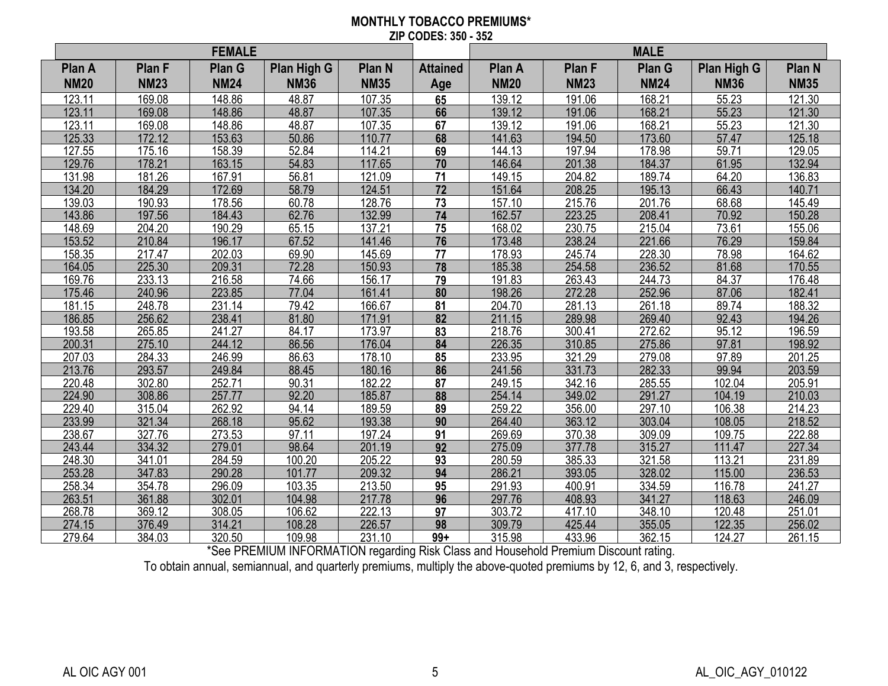**MONTHLY TOBACCO PREMIUMS***
**ZIP CODES: 350 - 352**

| FEMALE | | | | | | MALE | | | | |
|---|---|---|---|---|---|---|---|---|---|---|
| **Plan A NM20** | **Plan F NM23** | **Plan G NM24** | **Plan High G NM36** | **Plan N NM35** | **Attained Age** | **Plan A NM20** | **Plan F NM23** | **Plan G NM24** | **Plan High G NM36** | **Plan N NM35** |
| 123.11 | 169.08 | 148.86 | 48.87 | 107.35 | **65** | 139.12 | 191.06 | 168.21 | 55.23 | 121.30 |
| 123.11 | 169.08 | 148.86 | 48.87 | 107.35 | **66** | 139.12 | 191.06 | 168.21 | 55.23 | 121.30 |
| 123.11 | 169.08 | 148.86 | 48.87 | 107.35 | **67** | 139.12 | 191.06 | 168.21 | 55.23 | 121.30 |
| 125.33 | 172.12 | 153.63 | 50.86 | 110.77 | **68** | 141.63 | 194.50 | 173.60 | 57.47 | 125.18 |
| 127.55 | 175.16 | 158.39 | 52.84 | 114.21 | **69** | 144.13 | 197.94 | 178.98 | 59.71 | 129.05 |
| 129.76 | 178.21 | 163.15 | 54.83 | 117.65 | **70** | 146.64 | 201.38 | 184.37 | 61.95 | 132.94 |
| 131.98 | 181.26 | 167.91 | 56.81 | 121.09 | **71** | 149.15 | 204.82 | 189.74 | 64.20 | 136.83 |
| 134.20 | 184.29 | 172.69 | 58.79 | 124.51 | **72** | 151.64 | 208.25 | 195.13 | 66.43 | 140.71 |
| 139.03 | 190.93 | 178.56 | 60.78 | 128.76 | **73** | 157.10 | 215.76 | 201.76 | 68.68 | 145.49 |
| 143.86 | 197.56 | 184.43 | 62.76 | 132.99 | **74** | 162.57 | 223.25 | 208.41 | 70.92 | 150.28 |
| 148.69 | 204.20 | 190.29 | 65.15 | 137.21 | **75** | 168.02 | 230.75 | 215.04 | 73.61 | 155.06 |
| 153.52 | 210.84 | 196.17 | 67.52 | 141.46 | **76** | 173.48 | 238.24 | 221.66 | 76.29 | 159.84 |
| 158.35 | 217.47 | 202.03 | 69.90 | 145.69 | **77** | 178.93 | 245.74 | 228.30 | 78.98 | 164.62 |
| 164.05 | 225.30 | 209.31 | 72.28 | 150.93 | **78** | 185.38 | 254.58 | 236.52 | 81.68 | 170.55 |
| 169.76 | 233.13 | 216.58 | 74.66 | 156.17 | **79** | 191.83 | 263.43 | 244.73 | 84.37 | 176.48 |
| 175.46 | 240.96 | 223.85 | 77.04 | 161.41 | **80** | 198.26 | 272.28 | 252.96 | 87.06 | 182.41 |
| 181.15 | 248.78 | 231.14 | 79.42 | 166.67 | **81** | 204.70 | 281.13 | 261.18 | 89.74 | 188.32 |
| 186.85 | 256.62 | 238.41 | 81.80 | 171.91 | **82** | 211.15 | 289.98 | 269.40 | 92.43 | 194.26 |
| 193.58 | 265.85 | 241.27 | 84.17 | 173.97 | **83** | 218.76 | 300.41 | 272.62 | 95.12 | 196.59 |
| 200.31 | 275.10 | 244.12 | 86.56 | 176.04 | **84** | 226.35 | 310.85 | 275.86 | 97.81 | 198.92 |
| 207.03 | 284.33 | 246.99 | 86.63 | 178.10 | **85** | 233.95 | 321.29 | 279.08 | 97.89 | 201.25 |
| 213.76 | 293.57 | 249.84 | 88.45 | 180.16 | **86** | 241.56 | 331.73 | 282.33 | 99.94 | 203.59 |
| 220.48 | 302.80 | 252.71 | 90.31 | 182.22 | **87** | 249.15 | 342.16 | 285.55 | 102.04 | 205.91 |
| 224.90 | 308.86 | 257.77 | 92.20 | 185.87 | **88** | 254.14 | 349.02 | 291.27 | 104.19 | 210.03 |
| 229.40 | 315.04 | 262.92 | 94.14 | 189.59 | **89** | 259.22 | 356.00 | 297.10 | 106.38 | 214.23 |
| 233.99 | 321.34 | 268.18 | 95.62 | 193.38 | **90** | 264.40 | 363.12 | 303.04 | 108.05 | 218.52 |
| 238.67 | 327.76 | 273.53 | 97.11 | 197.24 | **91** | 269.69 | 370.38 | 309.09 | 109.75 | 222.88 |
| 243.44 | 334.32 | 279.01 | 98.64 | 201.19 | **92** | 275.09 | 377.78 | 315.27 | 111.47 | 227.34 |
| 248.30 | 341.01 | 284.59 | 100.20 | 205.22 | **93** | 280.59 | 385.33 | 321.58 | 113.21 | 231.89 |
| 253.28 | 347.83 | 290.28 | 101.77 | 209.32 | **94** | 286.21 | 393.05 | 328.02 | 115.00 | 236.53 |
| 258.34 | 354.78 | 296.09 | 103.35 | 213.50 | **95** | 291.93 | 400.91 | 334.59 | 116.78 | 241.27 |
| 263.51 | 361.88 | 302.01 | 104.98 | 217.78 | **96** | 297.76 | 408.93 | 341.27 | 118.63 | 246.09 |
| 268.78 | 369.12 | 308.05 | 106.62 | 222.13 | **97** | 303.72 | 417.10 | 348.10 | 120.48 | 251.01 |
| 274.15 | 376.49 | 314.21 | 108.28 | 226.57 | **98** | 309.79 | 425.44 | 355.05 | 122.35 | 256.02 |
| 279.64 | 384.03 | 320.50 | 109.98 | 231.10 | **99+** | 315.98 | 433.96 | 362.15 | 124.27 | 261.15 |

*See PREMIUM INFORMATION regarding Risk Class and Household Premium Discount rating.

To obtain annual, semiannual, and quarterly premiums, multiply the above-quoted premiums by 12, 6, and 3, respectively.

AL OIC AGY 001 AL_OIC_AGY_010122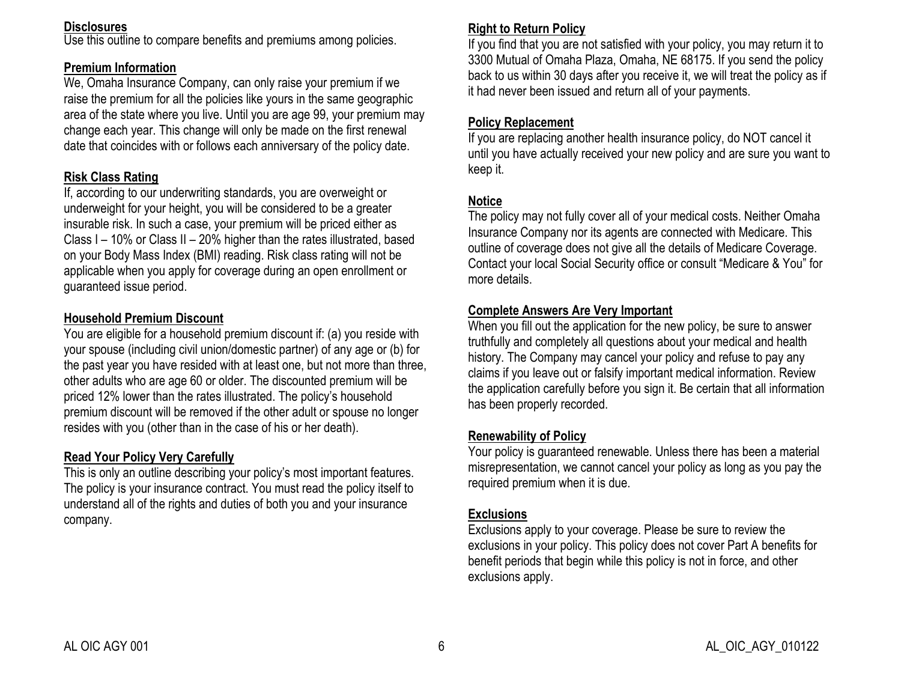## Disclosures

Use this outline to compare benefits and premiums among policies.

## Premium Information

We, Omaha Insurance Company, can only raise your premium if we raise the premium for all the policies like yours in the same geographic area of the state where you live. Until you are age 99, your premium may change each year. This change will only be made on the first renewal date that coincides with or follows each anniversary of the policy date.

## Risk Class Rating

If, according to our underwriting standards, you are overweight or underweight for your height, you will be considered to be a greater insurable risk. In such a case, your premium will be priced either as Class I – 10% or Class II – 20% higher than the rates illustrated, based on your Body Mass Index (BMI) reading. Risk class rating will not be applicable when you apply for coverage during an open enrollment or guaranteed issue period.

## Household Premium Discount

You are eligible for a household premium discount if: (a) you reside with your spouse (including civil union/domestic partner) of any age or (b) for the past year you have resided with at least one, but not more than three, other adults who are age 60 or older. The discounted premium will be priced 12% lower than the rates illustrated. The policy's household premium discount will be removed if the other adult or spouse no longer resides with you (other than in the case of his or her death).

## Read Your Policy Very Carefully

This is only an outline describing your policy's most important features. The policy is your insurance contract. You must read the policy itself to understand all of the rights and duties of both you and your insurance company.

## Right to Return Policy

If you find that you are not satisfied with your policy, you may return it to 3300 Mutual of Omaha Plaza, Omaha, NE 68175. If you send the policy back to us within 30 days after you receive it, we will treat the policy as if it had never been issued and return all of your payments.

## Policy Replacement

If you are replacing another health insurance policy, do NOT cancel it until you have actually received your new policy and are sure you want to keep it.

## Notice

The policy may not fully cover all of your medical costs. Neither Omaha Insurance Company nor its agents are connected with Medicare. This outline of coverage does not give all the details of Medicare Coverage. Contact your local Social Security office or consult "Medicare & You" for more details.

## Complete Answers Are Very Important

When you fill out the application for the new policy, be sure to answer truthfully and completely all questions about your medical and health history. The Company may cancel your policy and refuse to pay any claims if you leave out or falsify important medical information. Review the application carefully before you sign it. Be certain that all information has been properly recorded.

## Renewability of Policy

Your policy is guaranteed renewable. Unless there has been a material misrepresentation, we cannot cancel your policy as long as you pay the required premium when it is due.

## Exclusions

Exclusions apply to your coverage. Please be sure to review the exclusions in your policy. This policy does not cover Part A benefits for benefit periods that begin while this policy is not in force, and other exclusions apply.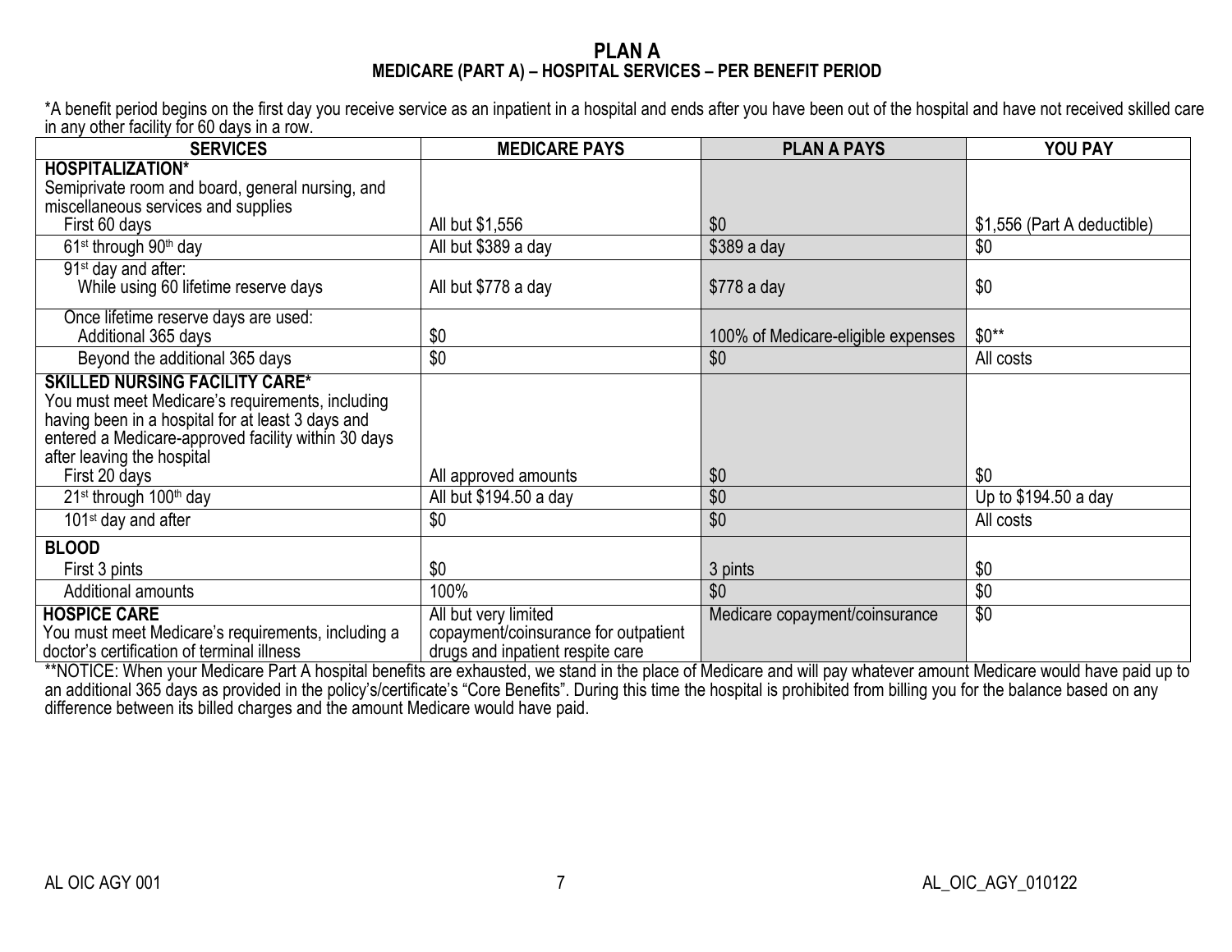# PLAN A

## MEDICARE (PART A) – HOSPITAL SERVICES – PER BENEFIT PERIOD

*A benefit period begins on the first day you receive service as an inpatient in a hospital and ends after you have been out of the hospital and have not received skilled care in any other facility for 60 days in a row.

| SERVICES | MEDICARE PAYS | PLAN A PAYS | YOU PAY |
|---|---|---|---|
| **HOSPITALIZATION*** <br> Semiprivate room and board, general nursing, and miscellaneous services and supplies <br> First 60 days | All but $1,556 | $0 | $1,556 (Part A deductible) |
| 61st through 90th day | All but $389 a day | $389 a day | $0 |
| 91st day and after: <br> While using 60 lifetime reserve days | All but $778 a day | $778 a day | $0 |
| Once lifetime reserve days are used: <br> Additional 365 days | $0 | 100% of Medicare-eligible expenses | $0** |
| Beyond the additional 365 days | $0 | $0 | All costs |
| **SKILLED NURSING FACILITY CARE*** <br> You must meet Medicare's requirements, including having been in a hospital for at least 3 days and entered a Medicare-approved facility within 30 days after leaving the hospital <br> First 20 days | All approved amounts | $0 | $0 |
| 21st through 100th day | All but $194.50 a day | $0 | Up to $194.50 a day |
| 101st day and after | $0 | $0 | All costs |
| **BLOOD** <br> First 3 pints | $0 | 3 pints | $0 |
| Additional amounts | 100% | $0 | $0 |
| **HOSPICE CARE** <br> You must meet Medicare's requirements, including a doctor's certification of terminal illness | All but very limited copayment/coinsurance for outpatient drugs and inpatient respite care | Medicare copayment/coinsurance | $0 |

**NOTICE: When your Medicare Part A hospital benefits are exhausted, we stand in the place of Medicare and will pay whatever amount Medicare would have paid up to an additional 365 days as provided in the policy's/certificate's "Core Benefits". During this time the hospital is prohibited from billing you for the balance based on any difference between its billed charges and the amount Medicare would have paid.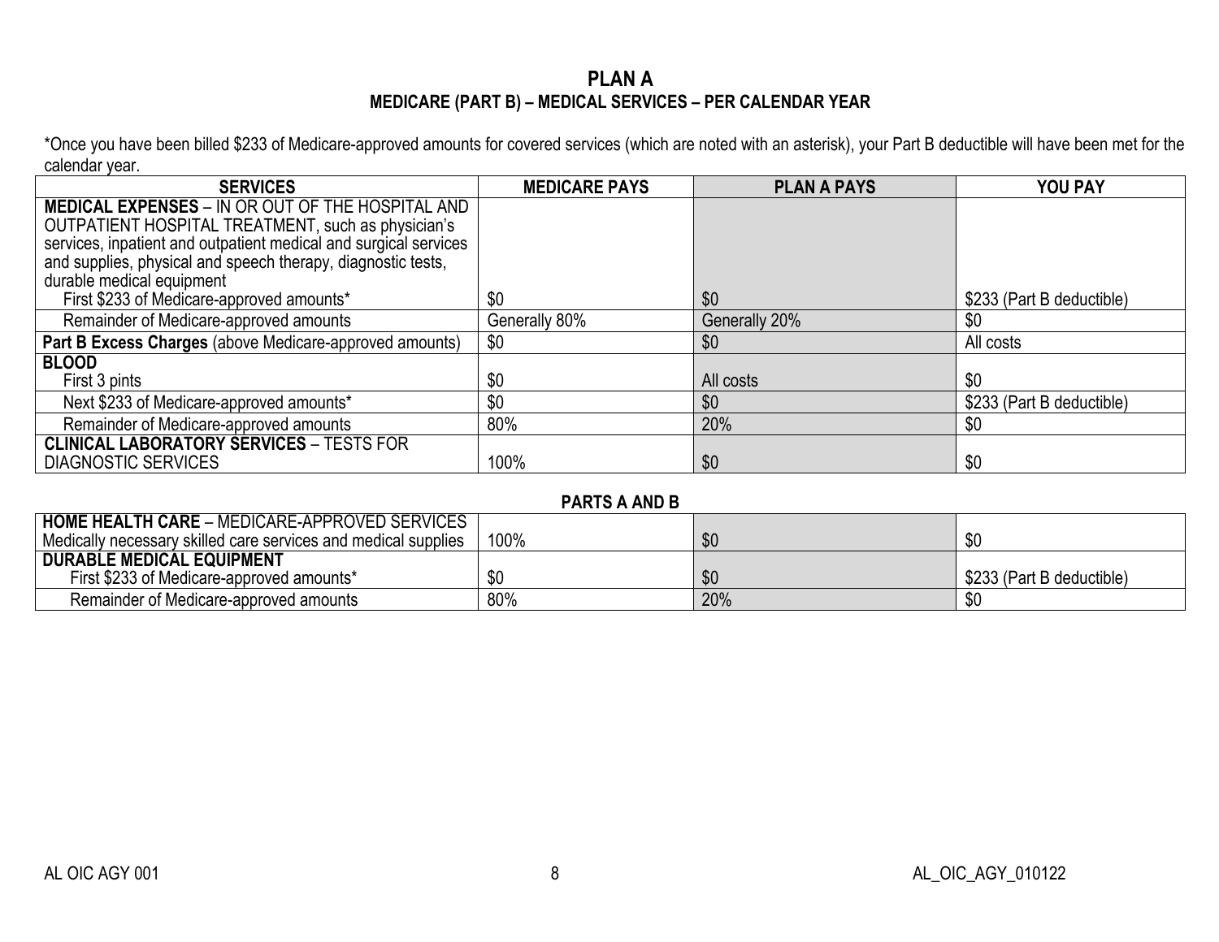## PLAN A

### MEDICARE (PART B) – MEDICAL SERVICES – PER CALENDAR YEAR

*Once you have been billed $233 of Medicare-approved amounts for covered services (which are noted with an asterisk), your Part B deductible will have been met for the calendar year.

| SERVICES | MEDICARE PAYS | PLAN A PAYS | YOU PAY |
|---|---|---|---|
| **MEDICAL EXPENSES** – IN OR OUT OF THE HOSPITAL AND OUTPATIENT HOSPITAL TREATMENT, such as physician's services, inpatient and outpatient medical and surgical services and supplies, physical and speech therapy, diagnostic tests, durable medical equipment | | | |
| First $233 of Medicare-approved amounts* | $0 | $0 | $233 (Part B deductible) |
| Remainder of Medicare-approved amounts | Generally 80% | Generally 20% | $0 |
| **Part B Excess Charges** (above Medicare-approved amounts) | $0 | $0 | All costs |
| **BLOOD** | | | |
| First 3 pints | $0 | All costs | $0 |
| Next $233 of Medicare-approved amounts* | $0 | $0 | $233 (Part B deductible) |
| Remainder of Medicare-approved amounts | 80% | 20% | $0 |
| **CLINICAL LABORATORY SERVICES** – TESTS FOR DIAGNOSTIC SERVICES | 100% | $0 | $0 |

### PARTS A AND B

| SERVICES | MEDICARE PAYS | PLAN A PAYS | YOU PAY |
|---|---|---|---|
| **HOME HEALTH CARE** – MEDICARE-APPROVED SERVICES Medically necessary skilled care services and medical supplies | 100% | $0 | $0 |
| **DURABLE MEDICAL EQUIPMENT** | | | |
| First $233 of Medicare-approved amounts* | $0 | $0 | $233 (Part B deductible) |
| Remainder of Medicare-approved amounts | 80% | 20% | $0 |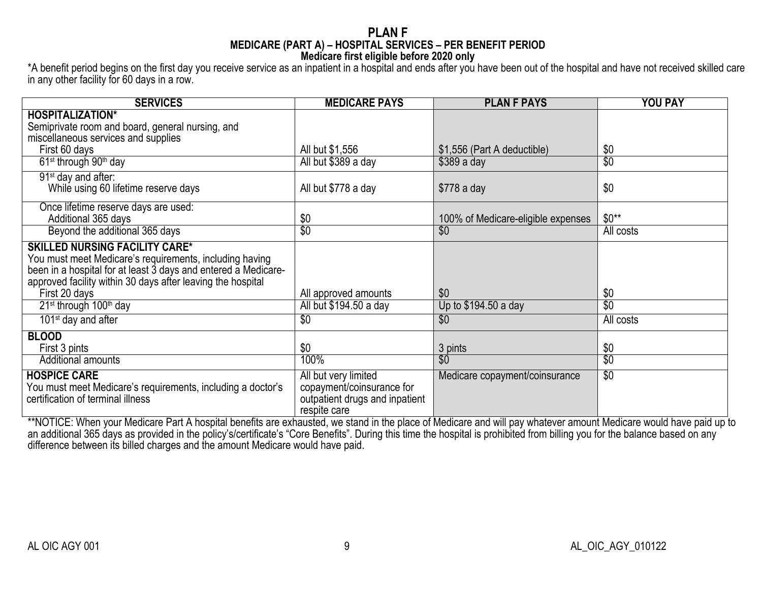# PLAN F

## MEDICARE (PART A) – HOSPITAL SERVICES – PER BENEFIT PERIOD

### Medicare first eligible before 2020 only

*A benefit period begins on the first day you receive service as an inpatient in a hospital and ends after you have been out of the hospital and have not received skilled care in any other facility for 60 days in a row.

| SERVICES | MEDICARE PAYS | PLAN F PAYS | YOU PAY |
|---|---|---|---|
| **HOSPITALIZATION*** Semiprivate room and board, general nursing, and miscellaneous services and supplies | | | |
| First 60 days | All but $1,556 | $1,556 (Part A deductible) | $0 |
| 61st through 90th day | All but $389 a day | $389 a day | $0 |
| 91st day and after: While using 60 lifetime reserve days | All but $778 a day | $778 a day | $0 |
| Once lifetime reserve days are used: Additional 365 days | $0 | 100% of Medicare-eligible expenses | $0** |
| Beyond the additional 365 days | $0 | $0 | All costs |
| **SKILLED NURSING FACILITY CARE*** You must meet Medicare's requirements, including having been in a hospital for at least 3 days and entered a Medicare-approved facility within 30 days after leaving the hospital | | | |
| First 20 days | All approved amounts | $0 | $0 |
| 21st through 100th day | All but $194.50 a day | Up to $194.50 a day | $0 |
| 101st day and after | $0 | $0 | All costs |
| **BLOOD** | | | |
| First 3 pints | $0 | 3 pints | $0 |
| Additional amounts | 100% | $0 | $0 |
| **HOSPICE CARE** You must meet Medicare's requirements, including a doctor's certification of terminal illness | All but very limited copayment/coinsurance for outpatient drugs and inpatient respite care | Medicare copayment/coinsurance | $0 |

**NOTICE: When your Medicare Part A hospital benefits are exhausted, we stand in the place of Medicare and will pay whatever amount Medicare would have paid up to an additional 365 days as provided in the policy's/certificate's "Core Benefits". During this time the hospital is prohibited from billing you for the balance based on any difference between its billed charges and the amount Medicare would have paid.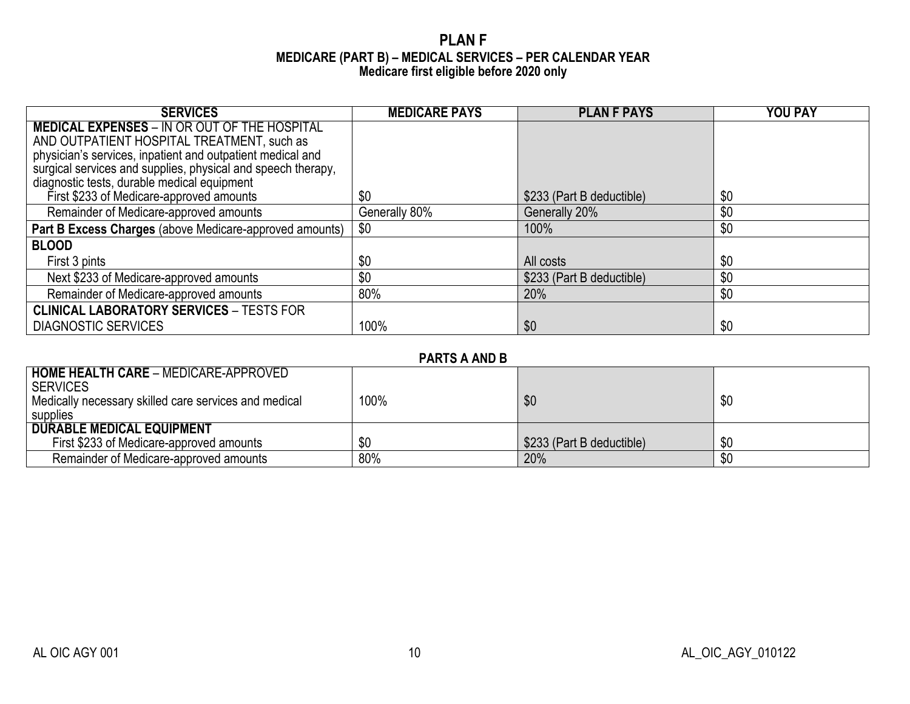# PLAN F

## MEDICARE (PART B) – MEDICAL SERVICES – PER CALENDAR YEAR

**Medicare first eligible before 2020 only**

| SERVICES | MEDICARE PAYS | PLAN F PAYS | YOU PAY |
|---|---|---|---|
| **MEDICAL EXPENSES** – IN OR OUT OF THE HOSPITAL AND OUTPATIENT HOSPITAL TREATMENT, such as physician's services, inpatient and outpatient medical and surgical services and supplies, physical and speech therapy, diagnostic tests, durable medical equipment | | | |
| First $233 of Medicare-approved amounts | $0 | $233 (Part B deductible) | $0 |
| Remainder of Medicare-approved amounts | Generally 80% | Generally 20% | $0 |
| **Part B Excess Charges** (above Medicare-approved amounts) | $0 | 100% | $0 |
| **BLOOD** | | | |
| First 3 pints | $0 | All costs | $0 |
| Next $233 of Medicare-approved amounts | $0 | $233 (Part B deductible) | $0 |
| Remainder of Medicare-approved amounts | 80% | 20% | $0 |
| **CLINICAL LABORATORY SERVICES** – TESTS FOR DIAGNOSTIC SERVICES | 100% | $0 | $0 |

## PARTS A AND B

| SERVICES | MEDICARE PAYS | PLAN F PAYS | YOU PAY |
|---|---|---|---|
| **HOME HEALTH CARE** – MEDICARE-APPROVED SERVICES<br>Medically necessary skilled care services and medical supplies | 100% | $0 | $0 |
| **DURABLE MEDICAL EQUIPMENT** | | | |
| First $233 of Medicare-approved amounts | $0 | $233 (Part B deductible) | $0 |
| Remainder of Medicare-approved amounts | 80% | 20% | $0 |

AL OIC AGY 001

AL_OIC_AGY_010122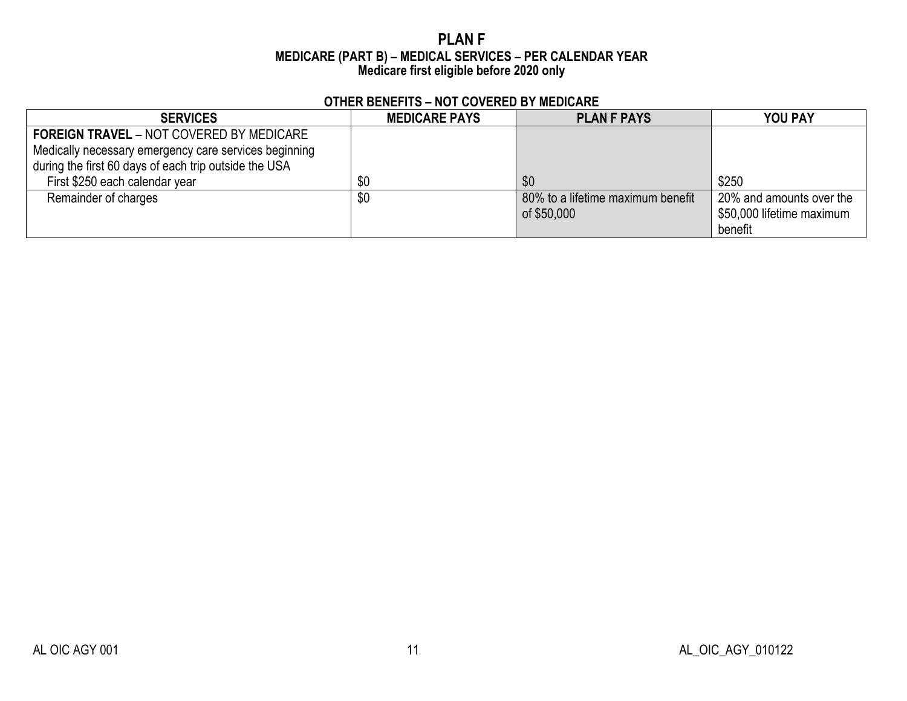# PLAN F

## MEDICARE (PART B) – MEDICAL SERVICES – PER CALENDAR YEAR

### Medicare first eligible before 2020 only

**OTHER BENEFITS – NOT COVERED BY MEDICARE**

| SERVICES | MEDICARE PAYS | PLAN F PAYS | YOU PAY |
|---|---|---|---|
| **FOREIGN TRAVEL** – NOT COVERED BY MEDICARE Medically necessary emergency care services beginning during the first 60 days of each trip outside the USA | | | |
| First $250 each calendar year | $0 | $0 | $250 |
| Remainder of charges | $0 | 80% to a lifetime maximum benefit of $50,000 | 20% and amounts over the $50,000 lifetime maximum benefit |

AL OIC AGY 001 AL_OIC_AGY_010122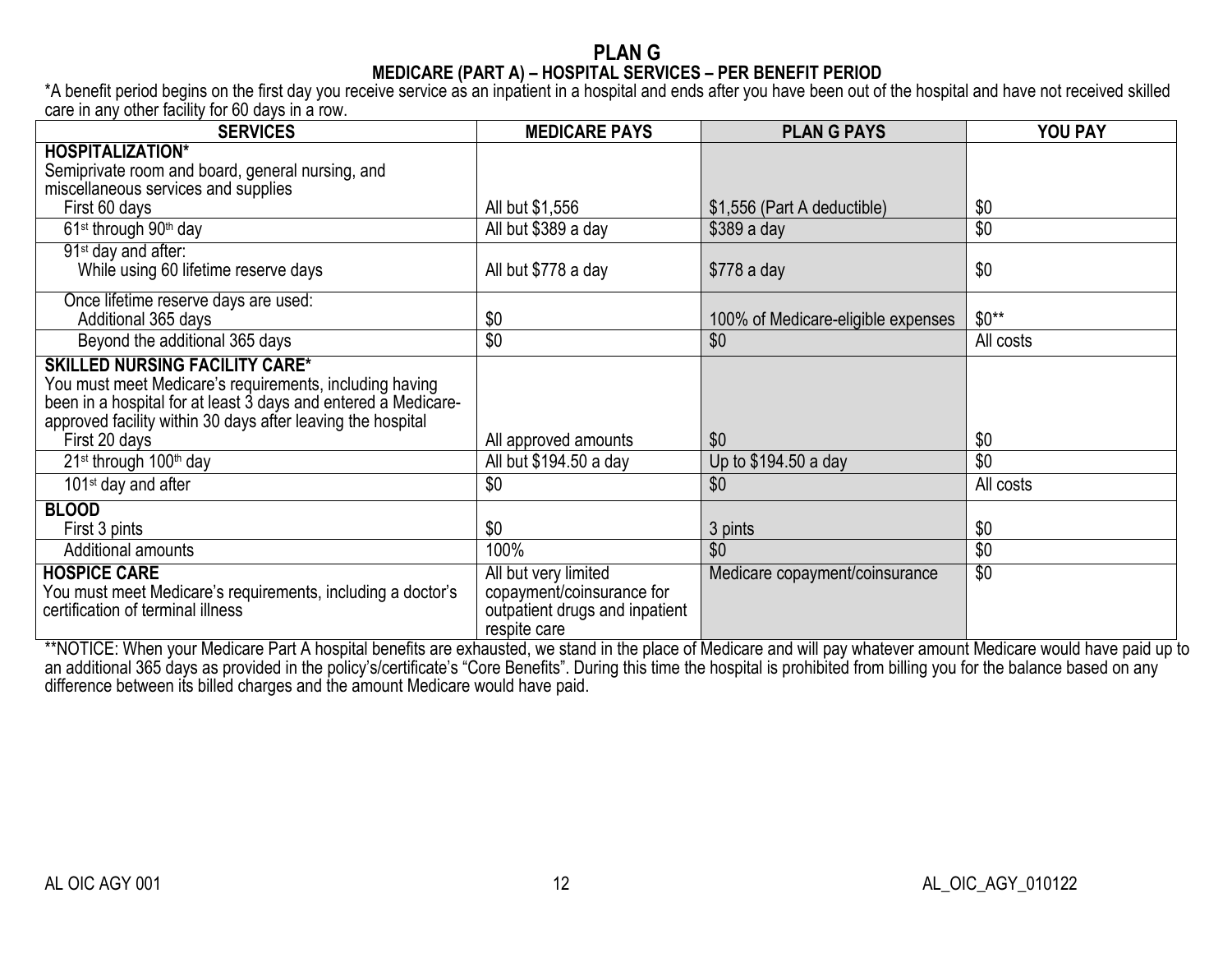# PLAN G

## MEDICARE (PART A) – HOSPITAL SERVICES – PER BENEFIT PERIOD

*A benefit period begins on the first day you receive service as an inpatient in a hospital and ends after you have been out of the hospital and have not received skilled care in any other facility for 60 days in a row.

| SERVICES | MEDICARE PAYS | PLAN G PAYS | YOU PAY |
|---|---|---|---|
| **HOSPITALIZATION*** Semiprivate room and board, general nursing, and miscellaneous services and supplies First 60 days | All but $1,556 | $1,556 (Part A deductible) | $0 |
| 61st through 90th day | All but $389 a day | $389 a day | $0 |
| 91st day and after: While using 60 lifetime reserve days | All but $778 a day | $778 a day | $0 |
| Once lifetime reserve days are used: Additional 365 days | $0 | 100% of Medicare-eligible expenses | $0** |
| Beyond the additional 365 days | $0 | $0 | All costs |
| **SKILLED NURSING FACILITY CARE*** You must meet Medicare's requirements, including having been in a hospital for at least 3 days and entered a Medicare-approved facility within 30 days after leaving the hospital First 20 days | All approved amounts | $0 | $0 |
| 21st through 100th day | All but $194.50 a day | Up to $194.50 a day | $0 |
| 101st day and after | $0 | $0 | All costs |
| **BLOOD** First 3 pints | $0 | 3 pints | $0 |
| Additional amounts | 100% | $0 | $0 |
| **HOSPICE CARE** You must meet Medicare's requirements, including a doctor's certification of terminal illness | All but very limited copayment/coinsurance for outpatient drugs and inpatient respite care | Medicare copayment/coinsurance | $0 |

**NOTICE: When your Medicare Part A hospital benefits are exhausted, we stand in the place of Medicare and will pay whatever amount Medicare would have paid up to an additional 365 days as provided in the policy's/certificate's "Core Benefits". During this time the hospital is prohibited from billing you for the balance based on any difference between its billed charges and the amount Medicare would have paid.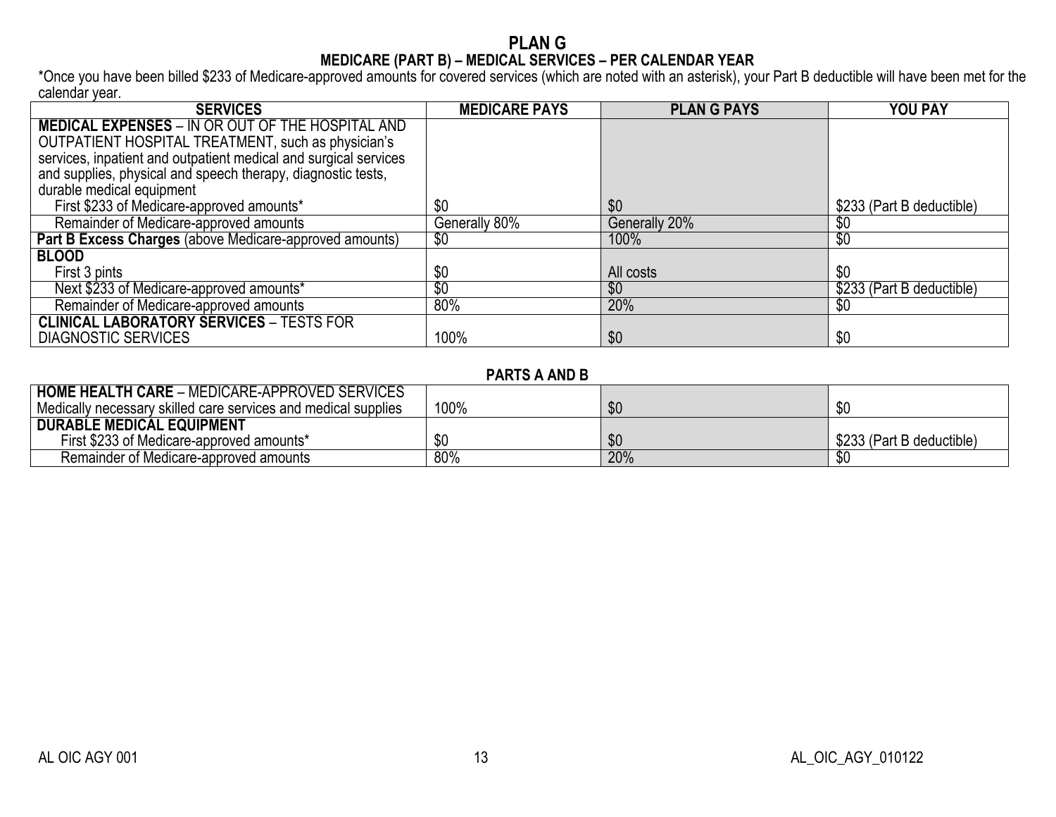# PLAN G

## MEDICARE (PART B) – MEDICAL SERVICES – PER CALENDAR YEAR

*Once you have been billed $233 of Medicare-approved amounts for covered services (which are noted with an asterisk), your Part B deductible will have been met for the calendar year.

| SERVICES | MEDICARE PAYS | PLAN G PAYS | YOU PAY |
|---|---|---|---|
| **MEDICAL EXPENSES** – IN OR OUT OF THE HOSPITAL AND OUTPATIENT HOSPITAL TREATMENT, such as physician's services, inpatient and outpatient medical and surgical services and supplies, physical and speech therapy, diagnostic tests, durable medical equipment | | | |
| First $233 of Medicare-approved amounts* | $0 | $0 | $233 (Part B deductible) |
| Remainder of Medicare-approved amounts | Generally 80% | Generally 20% | $0 |
| **Part B Excess Charges** (above Medicare-approved amounts) | $0 | 100% | $0 |
| **BLOOD** | | | |
| First 3 pints | $0 | All costs | $0 |
| Next $233 of Medicare-approved amounts* | $0 | $0 | $233 (Part B deductible) |
| Remainder of Medicare-approved amounts | 80% | 20% | $0 |
| **CLINICAL LABORATORY SERVICES** – TESTS FOR DIAGNOSTIC SERVICES | 100% | $0 | $0 |

## PARTS A AND B

| SERVICES | MEDICARE PAYS | PLAN G PAYS | YOU PAY |
|---|---|---|---|
| **HOME HEALTH CARE** – MEDICARE-APPROVED SERVICES | | | |
| Medically necessary skilled care services and medical supplies | 100% | $0 | $0 |
| **DURABLE MEDICAL EQUIPMENT** | | | |
| First $233 of Medicare-approved amounts* | $0 | $0 | $233 (Part B deductible) |
| Remainder of Medicare-approved amounts | 80% | 20% | $0 |

AL OIC AGY 001 AL_OIC_AGY_010122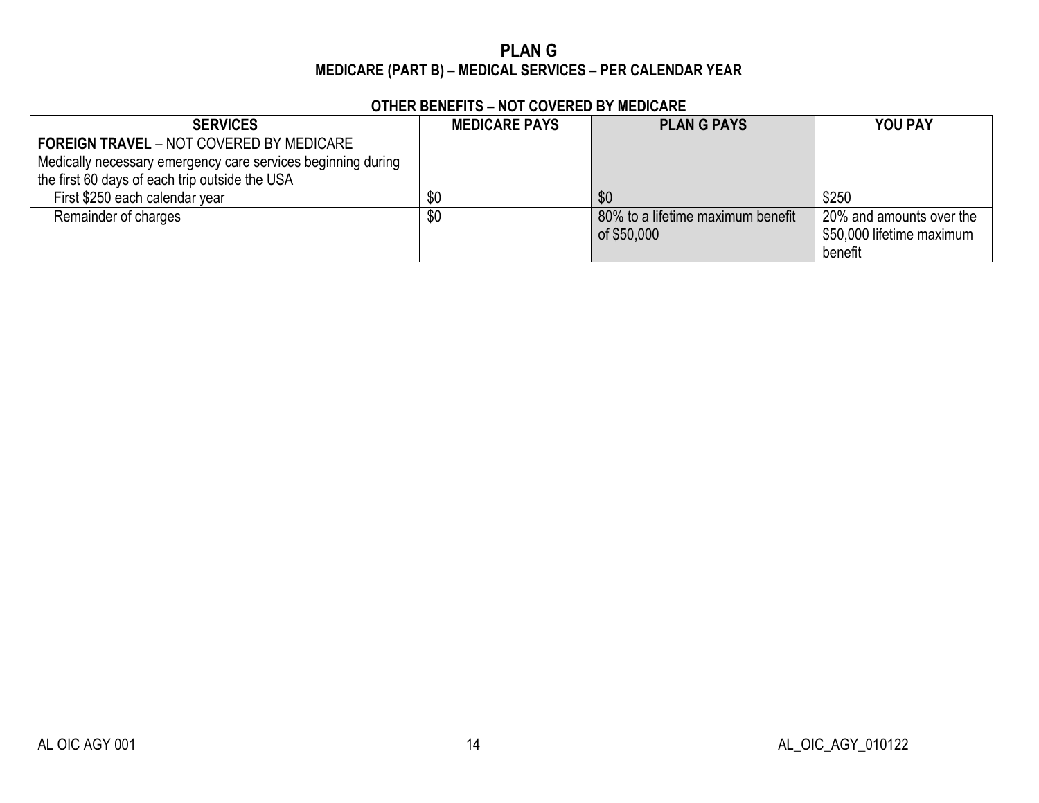# PLAN G

## MEDICARE (PART B) – MEDICAL SERVICES – PER CALENDAR YEAR

### OTHER BENEFITS – NOT COVERED BY MEDICARE

| SERVICES | MEDICARE PAYS | PLAN G PAYS | YOU PAY |
|---|---|---|---|
| **FOREIGN TRAVEL** – NOT COVERED BY MEDICARE<br>Medically necessary emergency care services beginning during the first 60 days of each trip outside the USA | | | |
| First $250 each calendar year | $0 | $0 | $250 |
| Remainder of charges | $0 | 80% to a lifetime maximum benefit of $50,000 | 20% and amounts over the $50,000 lifetime maximum benefit |

AL OIC AGY 001

AL_OIC_AGY_010122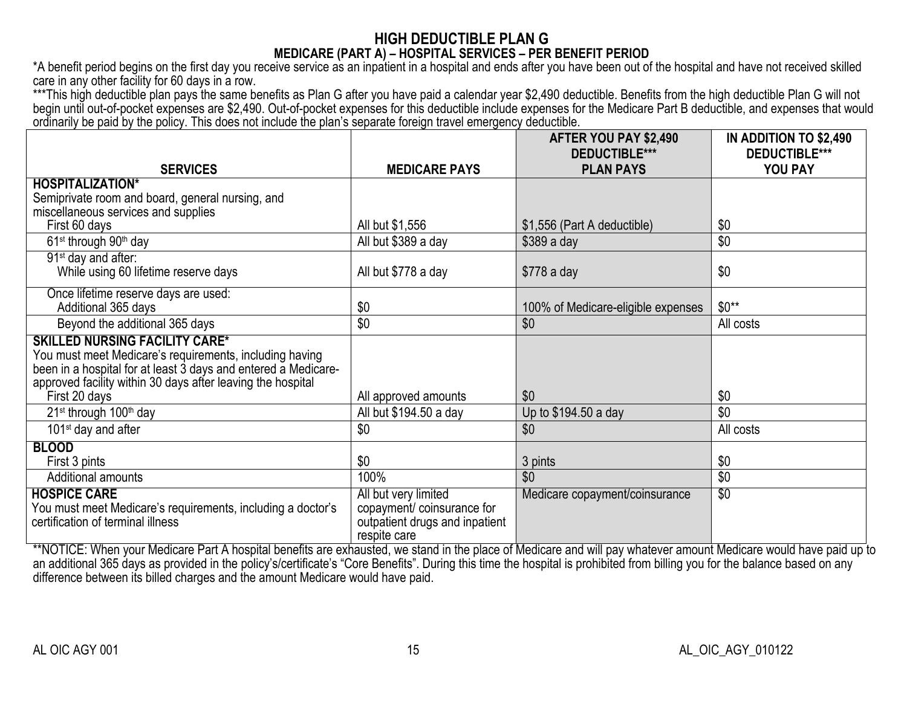# HIGH DEDUCTIBLE PLAN G

## MEDICARE (PART A) – HOSPITAL SERVICES – PER BENEFIT PERIOD

*A benefit period begins on the first day you receive service as an inpatient in a hospital and ends after you have been out of the hospital and have not received skilled care in any other facility for 60 days in a row.

***This high deductible plan pays the same benefits as Plan G after you have paid a calendar year $2,490 deductible. Benefits from the high deductible Plan G will not begin until out-of-pocket expenses are $2,490. Out-of-pocket expenses for this deductible include expenses for the Medicare Part B deductible, and expenses that would ordinarily be paid by the policy. This does not include the plan's separate foreign travel emergency deductible.

| SERVICES | MEDICARE PAYS | AFTER YOU PAY $2,490 DEDUCTIBLE*** PLAN PAYS | IN ADDITION TO $2,490 DEDUCTIBLE*** YOU PAY |
|---|---|---|---|
| **HOSPITALIZATION*** Semiprivate room and board, general nursing, and miscellaneous services and supplies | | | |
| First 60 days | All but $1,556 | $1,556 (Part A deductible) | $0 |
| 61st through 90th day | All but $389 a day | $389 a day | $0 |
| 91st day and after: While using 60 lifetime reserve days | All but $778 a day | $778 a day | $0 |
| Once lifetime reserve days are used: Additional 365 days | $0 | 100% of Medicare-eligible expenses | $0** |
| Beyond the additional 365 days | $0 | $0 | All costs |
| **SKILLED NURSING FACILITY CARE*** You must meet Medicare's requirements, including having been in a hospital for at least 3 days and entered a Medicare-approved facility within 30 days after leaving the hospital | | | |
| First 20 days | All approved amounts | $0 | $0 |
| 21st through 100th day | All but $194.50 a day | Up to $194.50 a day | $0 |
| 101st day and after | $0 | $0 | All costs |
| **BLOOD** | | | |
| First 3 pints | $0 | 3 pints | $0 |
| Additional amounts | 100% | $0 | $0 |
| **HOSPICE CARE** You must meet Medicare's requirements, including a doctor's certification of terminal illness | All but very limited copayment/ coinsurance for outpatient drugs and inpatient respite care | Medicare copayment/coinsurance | $0 |

**NOTICE: When your Medicare Part A hospital benefits are exhausted, we stand in the place of Medicare and will pay whatever amount Medicare would have paid up to an additional 365 days as provided in the policy's/certificate's "Core Benefits". During this time the hospital is prohibited from billing you for the balance based on any difference between its billed charges and the amount Medicare would have paid.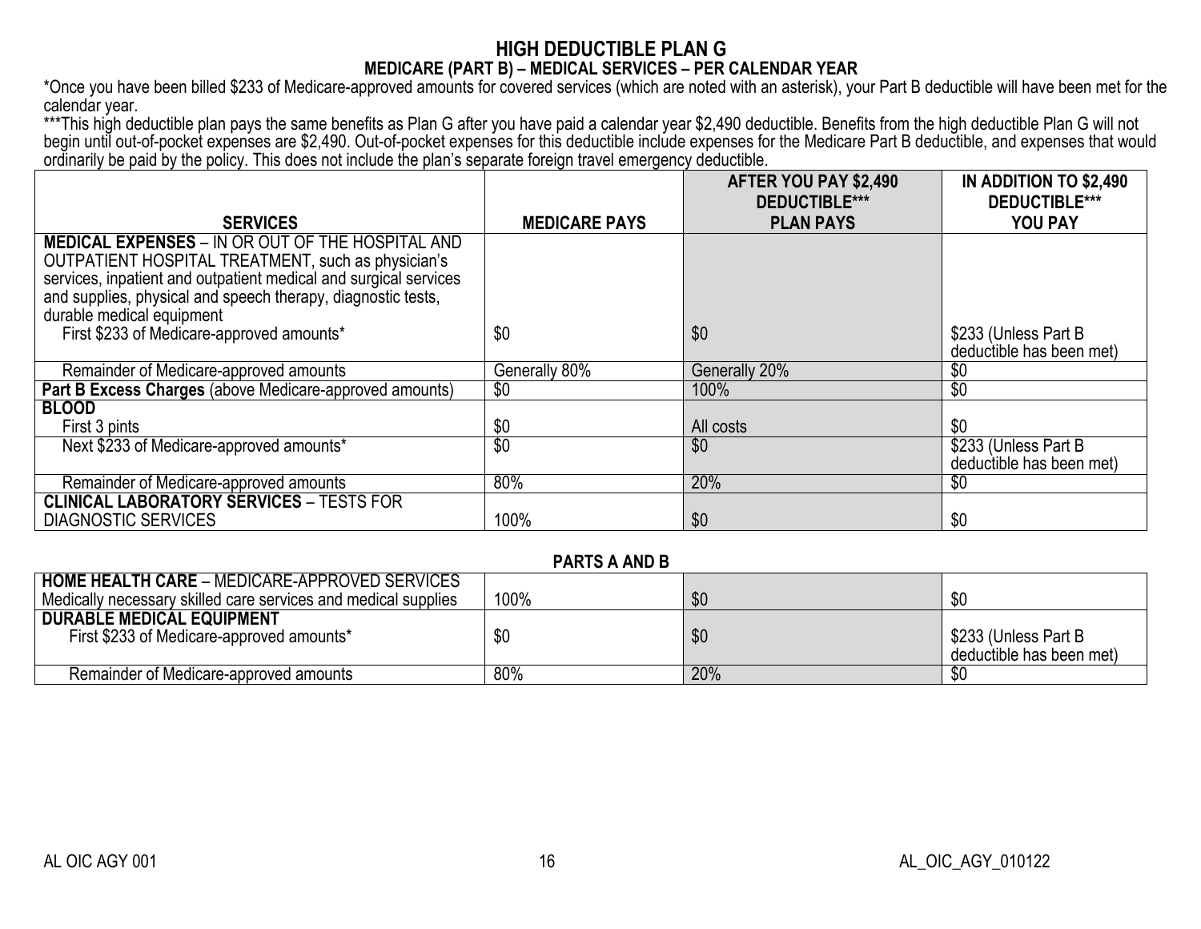# HIGH DEDUCTIBLE PLAN G

## MEDICARE (PART B) – MEDICAL SERVICES – PER CALENDAR YEAR

*Once you have been billed $233 of Medicare-approved amounts for covered services (which are noted with an asterisk), your Part B deductible will have been met for the calendar year.

***This high deductible plan pays the same benefits as Plan G after you have paid a calendar year $2,490 deductible. Benefits from the high deductible Plan G will not begin until out-of-pocket expenses are $2,490. Out-of-pocket expenses for this deductible include expenses for the Medicare Part B deductible, and expenses that would ordinarily be paid by the policy. This does not include the plan's separate foreign travel emergency deductible.

| SERVICES | MEDICARE PAYS | AFTER YOU PAY $2,490 DEDUCTIBLE*** PLAN PAYS | IN ADDITION TO $2,490 DEDUCTIBLE*** YOU PAY |
|---|---|---|---|
| **MEDICAL EXPENSES** – IN OR OUT OF THE HOSPITAL AND OUTPATIENT HOSPITAL TREATMENT, such as physician's services, inpatient and outpatient medical and surgical services and supplies, physical and speech therapy, diagnostic tests, durable medical equipment | | | |
| First $233 of Medicare-approved amounts* | $0 | $0 | $233 (Unless Part B deductible has been met) |
| Remainder of Medicare-approved amounts | Generally 80% | Generally 20% | $0 |
| **Part B Excess Charges** (above Medicare-approved amounts) | $0 | 100% | $0 |
| **BLOOD** | | | |
| First 3 pints | $0 | All costs | $0 |
| Next $233 of Medicare-approved amounts* | $0 | $0 | $233 (Unless Part B deductible has been met) |
| Remainder of Medicare-approved amounts | 80% | 20% | $0 |
| **CLINICAL LABORATORY SERVICES** – TESTS FOR DIAGNOSTIC SERVICES | 100% | $0 | $0 |

## PARTS A AND B

| SERVICES | MEDICARE PAYS | AFTER YOU PAY $2,490 DEDUCTIBLE*** PLAN PAYS | IN ADDITION TO $2,490 DEDUCTIBLE*** YOU PAY |
|---|---|---|---|
| **HOME HEALTH CARE** – MEDICARE-APPROVED SERVICES Medically necessary skilled care services and medical supplies | 100% | $0 | $0 |
| **DURABLE MEDICAL EQUIPMENT** | | | |
| First $233 of Medicare-approved amounts* | $0 | $0 | $233 (Unless Part B deductible has been met) |
| Remainder of Medicare-approved amounts | 80% | 20% | $0 |

AL OIC AGY 001 AL_OIC_AGY_010122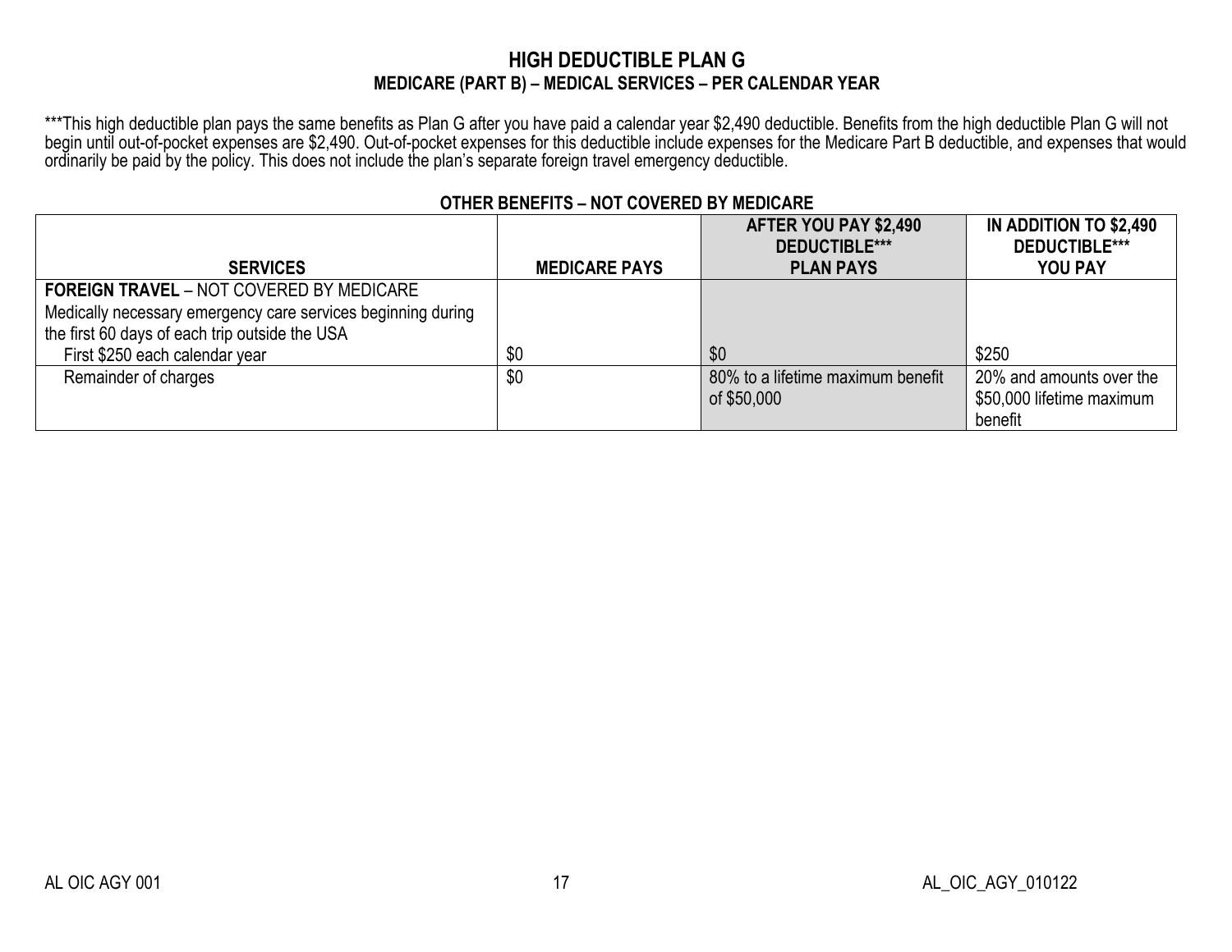# HIGH DEDUCTIBLE PLAN G

## MEDICARE (PART B) – MEDICAL SERVICES – PER CALENDAR YEAR

***This high deductible plan pays the same benefits as Plan G after you have paid a calendar year $2,490 deductible. Benefits from the high deductible Plan G will not begin until out-of-pocket expenses are $2,490. Out-of-pocket expenses for this deductible include expenses for the Medicare Part B deductible, and expenses that would ordinarily be paid by the policy. This does not include the plan's separate foreign travel emergency deductible.

### OTHER BENEFITS – NOT COVERED BY MEDICARE

| SERVICES | MEDICARE PAYS | AFTER YOU PAY $2,490 DEDUCTIBLE*** PLAN PAYS | IN ADDITION TO $2,490 DEDUCTIBLE*** YOU PAY |
|---|---|---|---|
| **FOREIGN TRAVEL** – NOT COVERED BY MEDICARE Medically necessary emergency care services beginning during the first 60 days of each trip outside the USA | | | |
| First $250 each calendar year | $0 | $0 | $250 |
| Remainder of charges | $0 | 80% to a lifetime maximum benefit of $50,000 | 20% and amounts over the $50,000 lifetime maximum benefit |

AL OIC AGY 001 AL_OIC_AGY_010122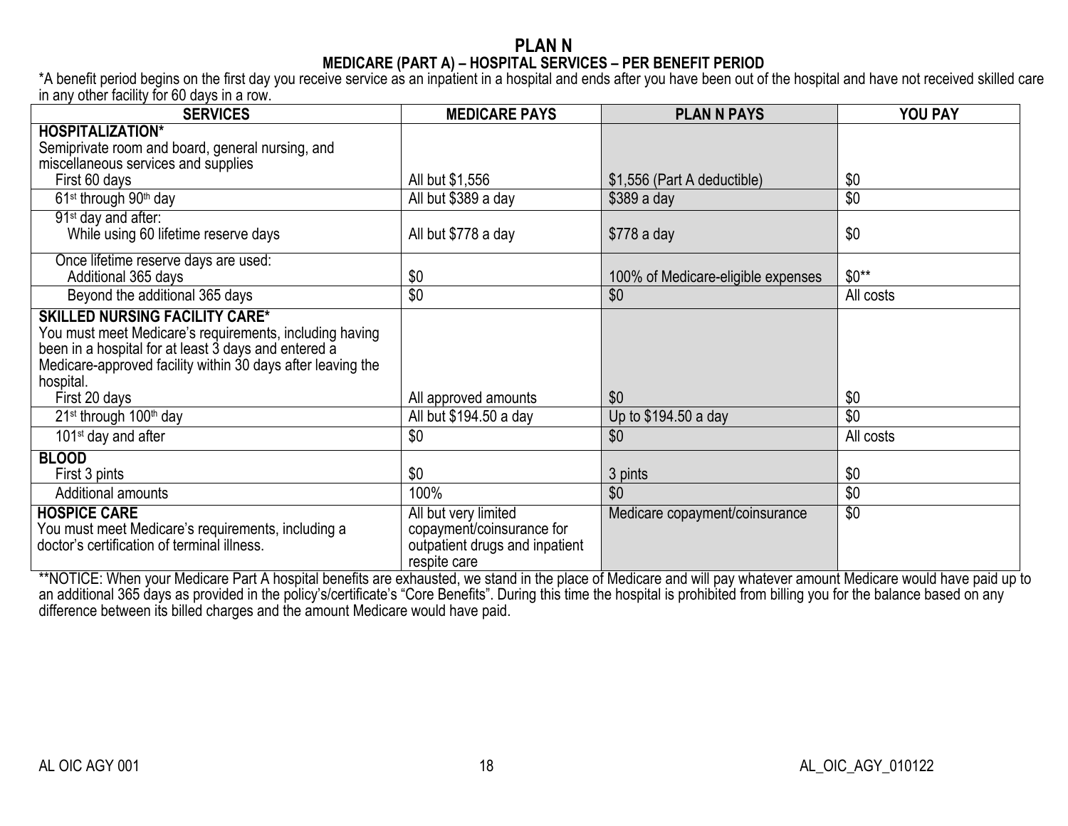# PLAN N

## MEDICARE (PART A) – HOSPITAL SERVICES – PER BENEFIT PERIOD

*A benefit period begins on the first day you receive service as an inpatient in a hospital and ends after you have been out of the hospital and have not received skilled care in any other facility for 60 days in a row.

| SERVICES | MEDICARE PAYS | PLAN N PAYS | YOU PAY |
|---|---|---|---|
| **HOSPITALIZATION*** Semiprivate room and board, general nursing, and miscellaneous services and supplies First 60 days | All but $1,556 | $1,556 (Part A deductible) | $0 |
| 61st through 90th day | All but $389 a day | $389 a day | $0 |
| 91st day and after: While using 60 lifetime reserve days | All but $778 a day | $778 a day | $0 |
| Once lifetime reserve days are used: Additional 365 days | $0 | 100% of Medicare-eligible expenses | $0** |
| Beyond the additional 365 days | $0 | $0 | All costs |
| **SKILLED NURSING FACILITY CARE*** You must meet Medicare's requirements, including having been in a hospital for at least 3 days and entered a Medicare-approved facility within 30 days after leaving the hospital. First 20 days | All approved amounts | $0 | $0 |
| 21st through 100th day | All but $194.50 a day | Up to $194.50 a day | $0 |
| 101st day and after | $0 | $0 | All costs |
| **BLOOD** First 3 pints | $0 | 3 pints | $0 |
| Additional amounts | 100% | $0 | $0 |
| **HOSPICE CARE** You must meet Medicare's requirements, including a doctor's certification of terminal illness. | All but very limited copayment/coinsurance for outpatient drugs and inpatient respite care | Medicare copayment/coinsurance | $0 |

**NOTICE: When your Medicare Part A hospital benefits are exhausted, we stand in the place of Medicare and will pay whatever amount Medicare would have paid up to an additional 365 days as provided in the policy's/certificate's "Core Benefits". During this time the hospital is prohibited from billing you for the balance based on any difference between its billed charges and the amount Medicare would have paid.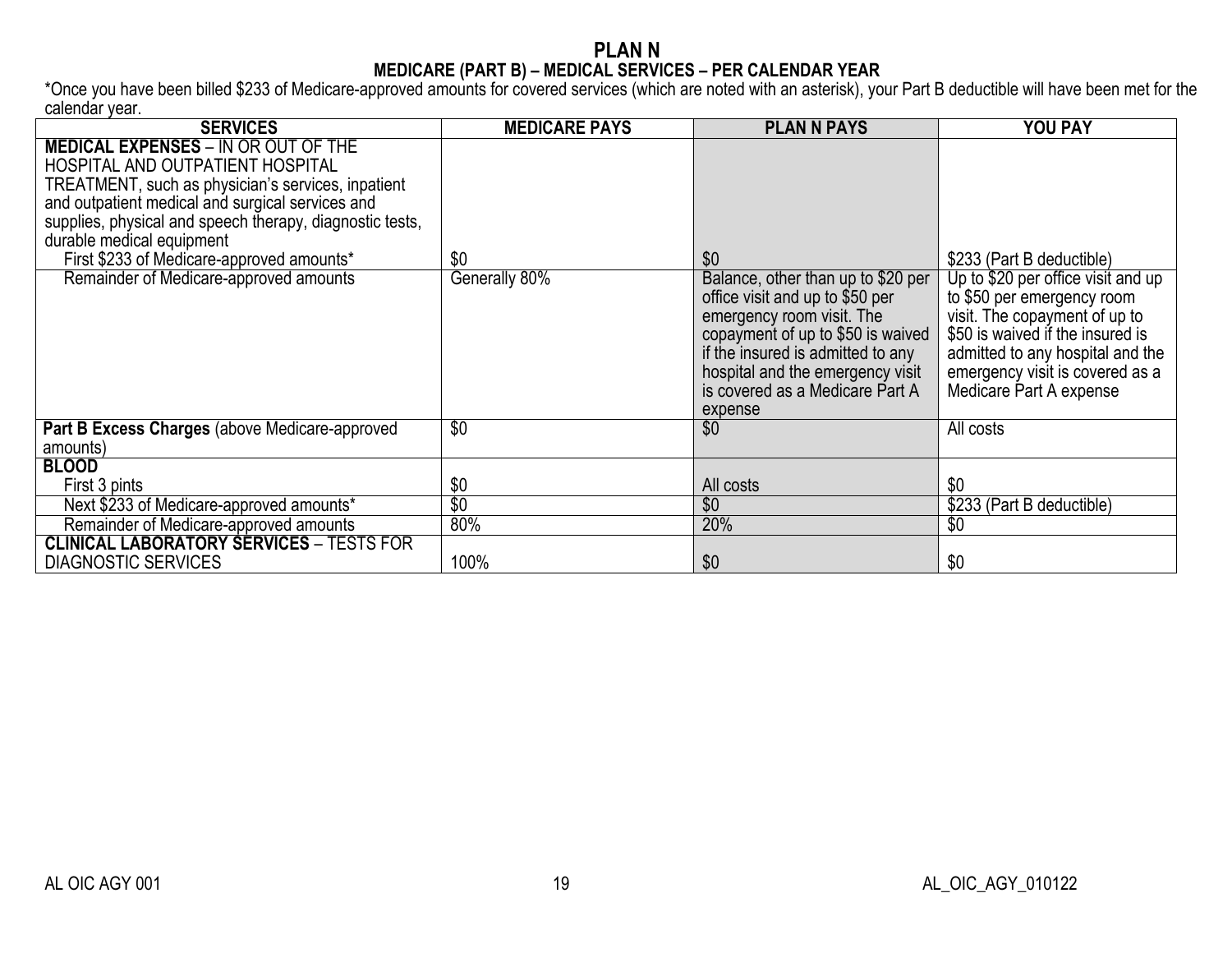# PLAN N

## MEDICARE (PART B) – MEDICAL SERVICES – PER CALENDAR YEAR

*Once you have been billed $233 of Medicare-approved amounts for covered services (which are noted with an asterisk), your Part B deductible will have been met for the calendar year.

| SERVICES | MEDICARE PAYS | PLAN N PAYS | YOU PAY |
|---|---|---|---|
| **MEDICAL EXPENSES** – IN OR OUT OF THE HOSPITAL AND OUTPATIENT HOSPITAL TREATMENT, such as physician's services, inpatient and outpatient medical and surgical services and supplies, physical and speech therapy, diagnostic tests, durable medical equipment | | | |
| First $233 of Medicare-approved amounts* | $0 | $0 | $233 (Part B deductible) |
| Remainder of Medicare-approved amounts | Generally 80% | Balance, other than up to $20 per office visit and up to $50 per emergency room visit. The copayment of up to $50 is waived if the insured is admitted to any hospital and the emergency visit is covered as a Medicare Part A expense | Up to $20 per office visit and up to $50 per emergency room visit. The copayment of up to $50 is waived if the insured is admitted to any hospital and the emergency visit is covered as a Medicare Part A expense |
| **Part B Excess Charges** (above Medicare-approved amounts) | $0 | $0 | All costs |
| **BLOOD** | | | |
| First 3 pints | $0 | All costs | $0 |
| Next $233 of Medicare-approved amounts* | $0 | $0 | $233 (Part B deductible) |
| Remainder of Medicare-approved amounts | 80% | 20% | $0 |
| **CLINICAL LABORATORY SERVICES** – TESTS FOR DIAGNOSTIC SERVICES | 100% | $0 | $0 |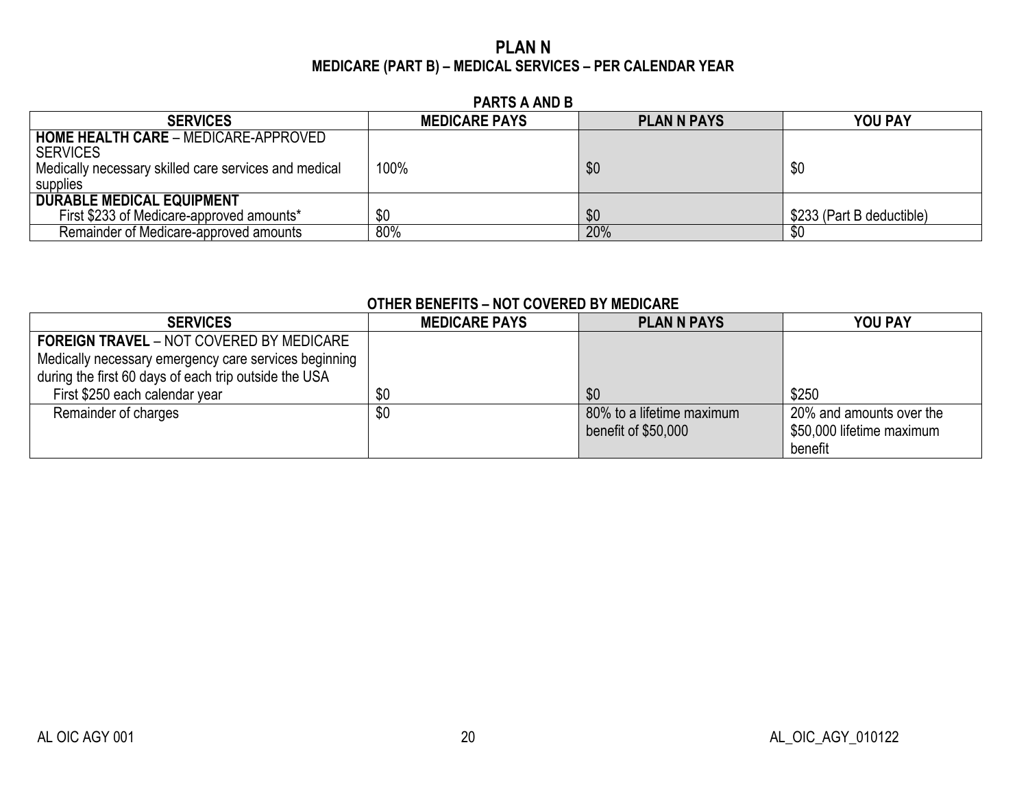# PLAN N

## MEDICARE (PART B) – MEDICAL SERVICES – PER CALENDAR YEAR

### PARTS A AND B

| SERVICES | MEDICARE PAYS | PLAN N PAYS | YOU PAY |
|---|---|---|---|
| **HOME HEALTH CARE** – MEDICARE-APPROVED SERVICES<br>Medically necessary skilled care services and medical supplies | 100% | $0 | $0 |
| **DURABLE MEDICAL EQUIPMENT**<br>First $233 of Medicare-approved amounts* | $0 | $0 | $233 (Part B deductible) |
| Remainder of Medicare-approved amounts | 80% | 20% | $0 |

### OTHER BENEFITS – NOT COVERED BY MEDICARE

| SERVICES | MEDICARE PAYS | PLAN N PAYS | YOU PAY |
|---|---|---|---|
| **FOREIGN TRAVEL** – NOT COVERED BY MEDICARE<br>Medically necessary emergency care services beginning during the first 60 days of each trip outside the USA<br>First $250 each calendar year | $0 | $0 | $250 |
| Remainder of charges | $0 | 80% to a lifetime maximum benefit of $50,000 | 20% and amounts over the $50,000 lifetime maximum benefit |

AL OIC AGY 001

AL_OIC_AGY_010122